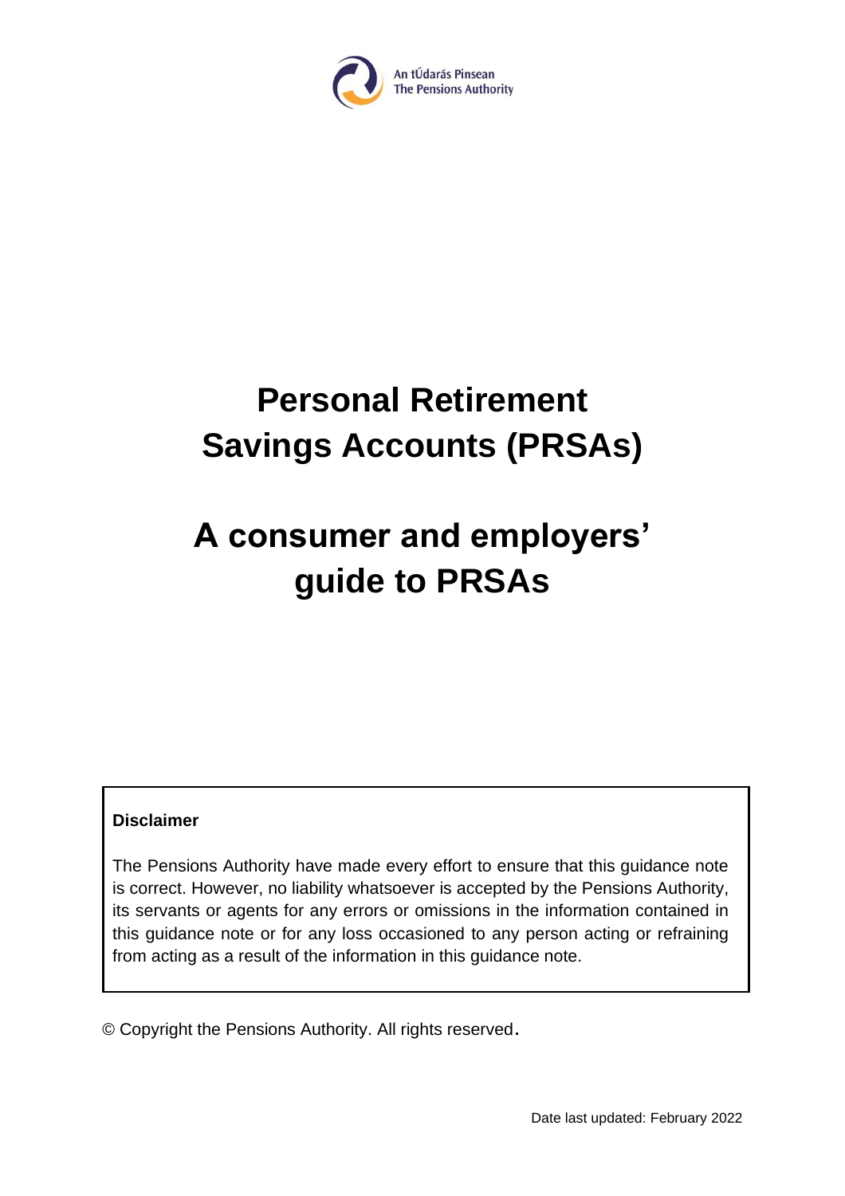An tÚdarás Pinsean
The Pensions Authority

# Personal Retirement Savings Accounts (PRSAs)

# A consumer and employers' guide to PRSAs

**Disclaimer**

The Pensions Authority have made every effort to ensure that this guidance note is correct. However, no liability whatsoever is accepted by the Pensions Authority, its servants or agents for any errors or omissions in the information contained in this guidance note or for any loss occasioned to any person acting or refraining from acting as a result of the information in this guidance note.

© Copyright the Pensions Authority. All rights reserved.

Date last updated: February 2022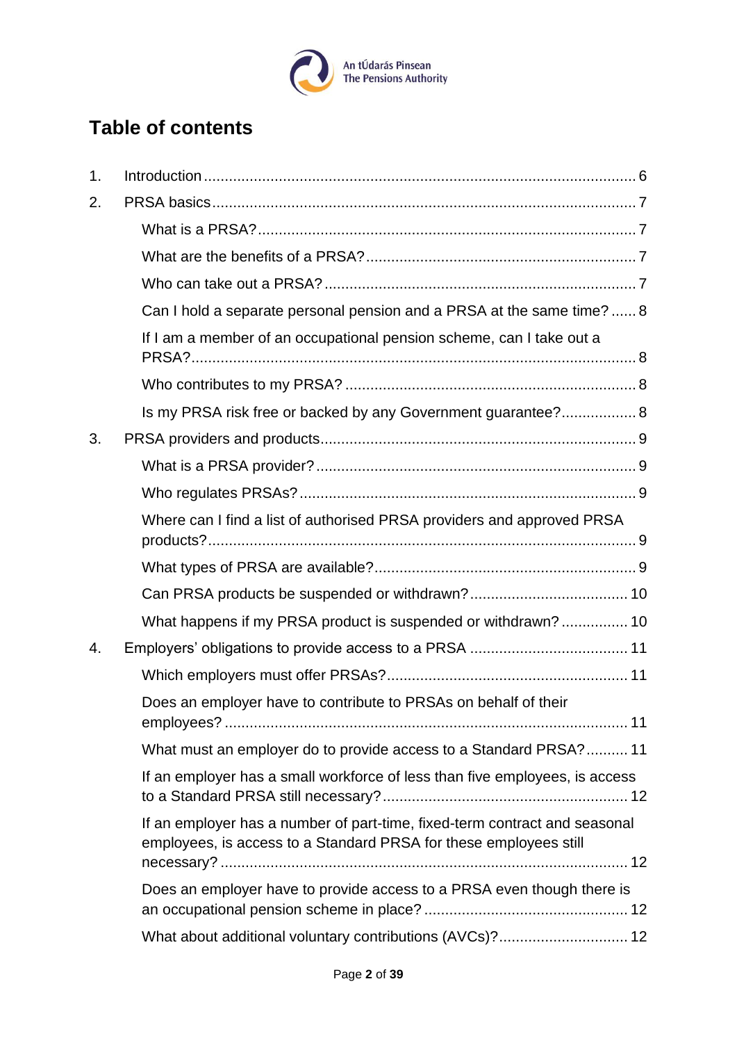## Table of contents

1. Introduction ... 6
2. PRSA basics ... 7
   - What is a PRSA? ... 7
   - What are the benefits of a PRSA? ... 7
   - Who can take out a PRSA? ... 7
   - Can I hold a separate personal pension and a PRSA at the same time? ... 8
   - If I am a member of an occupational pension scheme, can I take out a PRSA? ... 8
   - Who contributes to my PRSA? ... 8
   - Is my PRSA risk free or backed by any Government guarantee? ... 8
3. PRSA providers and products ... 9
   - What is a PRSA provider? ... 9
   - Who regulates PRSAs? ... 9
   - Where can I find a list of authorised PRSA providers and approved PRSA products? ... 9
   - What types of PRSA are available? ... 9
   - Can PRSA products be suspended or withdrawn? ... 10
   - What happens if my PRSA product is suspended or withdrawn? ... 10
4. Employers' obligations to provide access to a PRSA ... 11
   - Which employers must offer PRSAs? ... 11
   - Does an employer have to contribute to PRSAs on behalf of their employees? ... 11
   - What must an employer do to provide access to a Standard PRSA? ... 11
   - If an employer has a small workforce of less than five employees, is access to a Standard PRSA still necessary? ... 12
   - If an employer has a number of part-time, fixed-term contract and seasonal employees, is access to a Standard PRSA for these employees still necessary? ... 12
   - Does an employer have to provide access to a PRSA even though there is an occupational pension scheme in place? ... 12
   - What about additional voluntary contributions (AVCs)? ... 12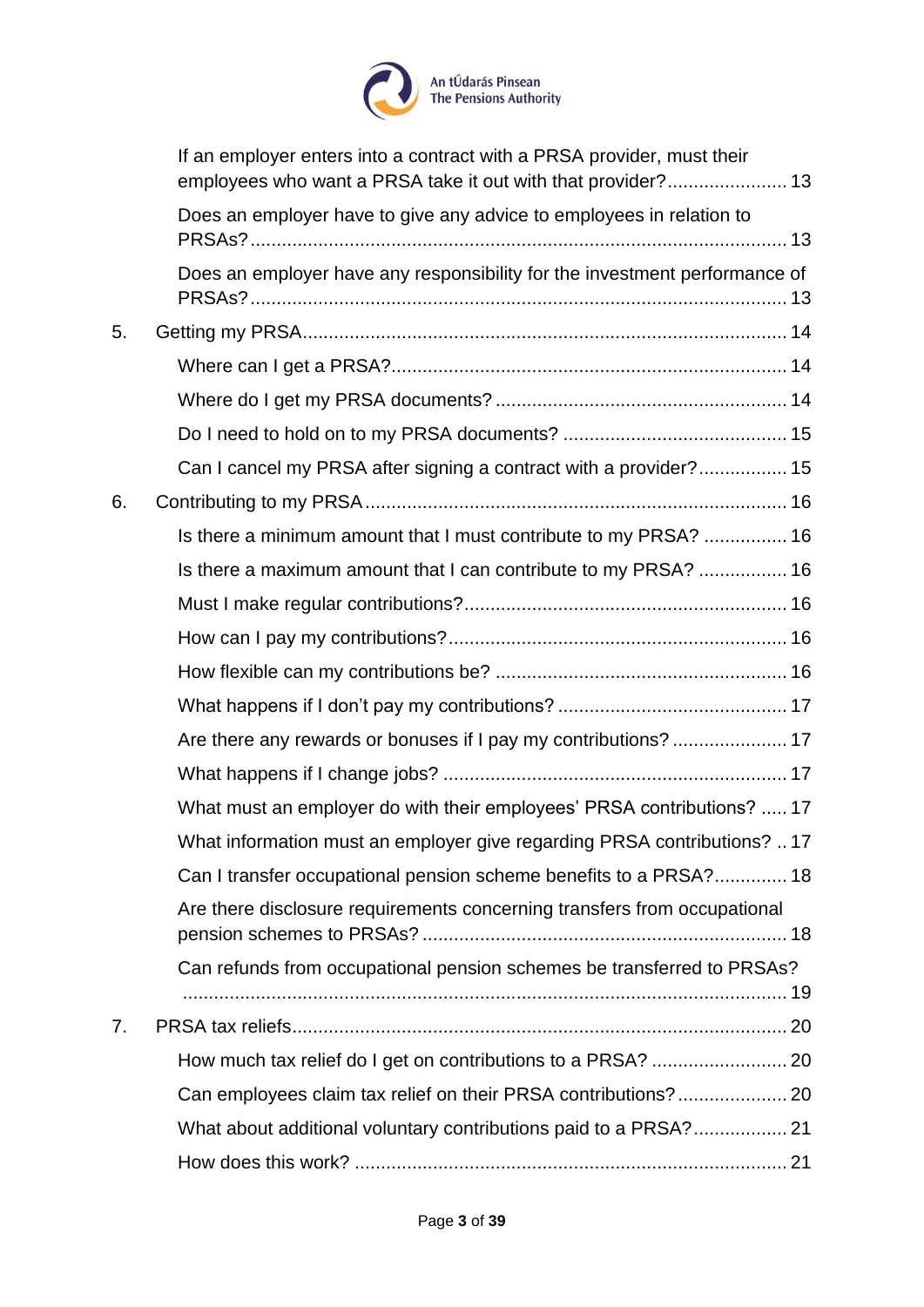If an employer enters into a contract with a PRSA provider, must their employees who want a PRSA take it out with that provider? ....................... 13

Does an employer have to give any advice to employees in relation to PRSAs? ....................................................................................................... 13

Does an employer have any responsibility for the investment performance of PRSAs? ....................................................................................................... 13

5. Getting my PRSA ............................................................................................ 14

Where can I get a PRSA? ........................................................................... 14

Where do I get my PRSA documents? ....................................................... 14

Do I need to hold on to my PRSA documents? ........................................... 15

Can I cancel my PRSA after signing a contract with a provider? ................. 15

6. Contributing to my PRSA ................................................................................ 16

Is there a minimum amount that I must contribute to my PRSA? ................ 16

Is there a maximum amount that I can contribute to my PRSA? ................. 16

Must I make regular contributions? ............................................................. 16

How can I pay my contributions? ................................................................ 16

How flexible can my contributions be? ....................................................... 16

What happens if I don't pay my contributions? ............................................ 17

Are there any rewards or bonuses if I pay my contributions? ...................... 17

What happens if I change jobs? ................................................................. 17

What must an employer do with their employees' PRSA contributions? ..... 17

What information must an employer give regarding PRSA contributions? .. 17

Can I transfer occupational pension scheme benefits to a PRSA? ............. 18

Are there disclosure requirements concerning transfers from occupational pension schemes to PRSAs? ..................................................................... 18

Can refunds from occupational pension schemes be transferred to PRSAs? ................................................................................................................... 19

7. PRSA tax reliefs .............................................................................................. 20

How much tax relief do I get on contributions to a PRSA? .......................... 20

Can employees claim tax relief on their PRSA contributions? ..................... 20

What about additional voluntary contributions paid to a PRSA? .................. 21

How does this work? .................................................................................. 21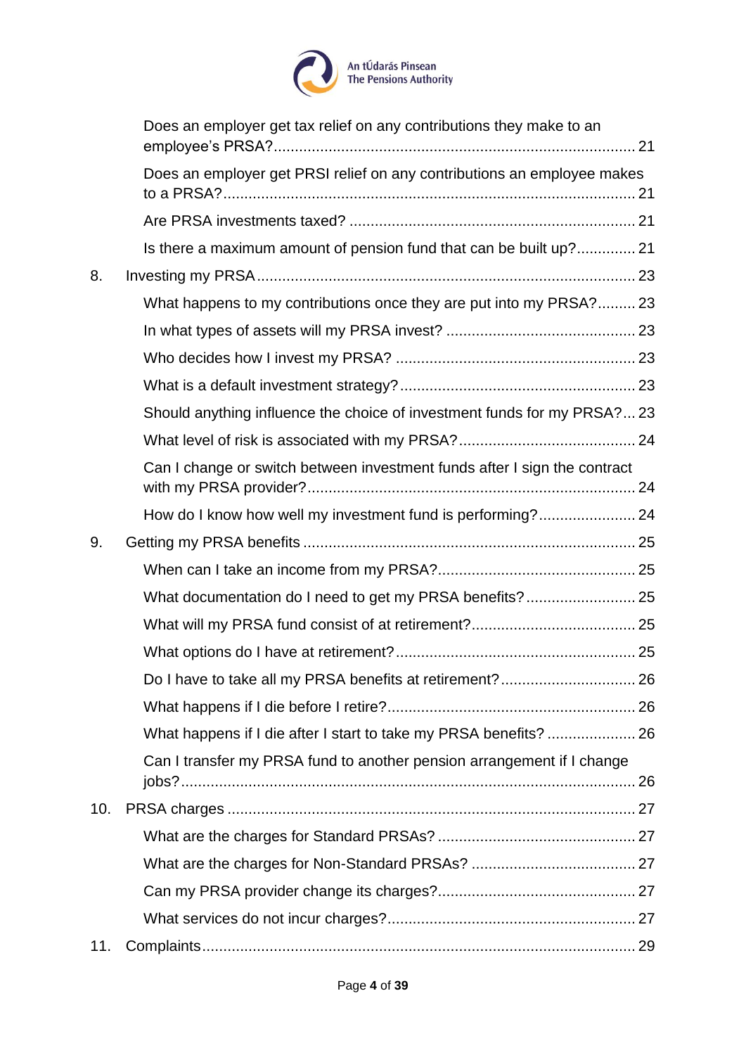Does an employer get tax relief on any contributions they make to an employee's PRSA? ..... 21

Does an employer get PRSI relief on any contributions an employee makes to a PRSA? ..... 21

Are PRSA investments taxed? ..... 21

Is there a maximum amount of pension fund that can be built up? ..... 21

8. Investing my PRSA ..... 23

What happens to my contributions once they are put into my PRSA? ..... 23

In what types of assets will my PRSA invest? ..... 23

Who decides how I invest my PRSA? ..... 23

What is a default investment strategy? ..... 23

Should anything influence the choice of investment funds for my PRSA? ..... 23

What level of risk is associated with my PRSA? ..... 24

Can I change or switch between investment funds after I sign the contract with my PRSA provider? ..... 24

How do I know how well my investment fund is performing? ..... 24

9. Getting my PRSA benefits ..... 25

When can I take an income from my PRSA? ..... 25

What documentation do I need to get my PRSA benefits? ..... 25

What will my PRSA fund consist of at retirement? ..... 25

What options do I have at retirement? ..... 25

Do I have to take all my PRSA benefits at retirement? ..... 26

What happens if I die before I retire? ..... 26

What happens if I die after I start to take my PRSA benefits? ..... 26

Can I transfer my PRSA fund to another pension arrangement if I change jobs? ..... 26

10. PRSA charges ..... 27

What are the charges for Standard PRSAs? ..... 27

What are the charges for Non-Standard PRSAs? ..... 27

Can my PRSA provider change its charges? ..... 27

What services do not incur charges? ..... 27

11. Complaints ..... 29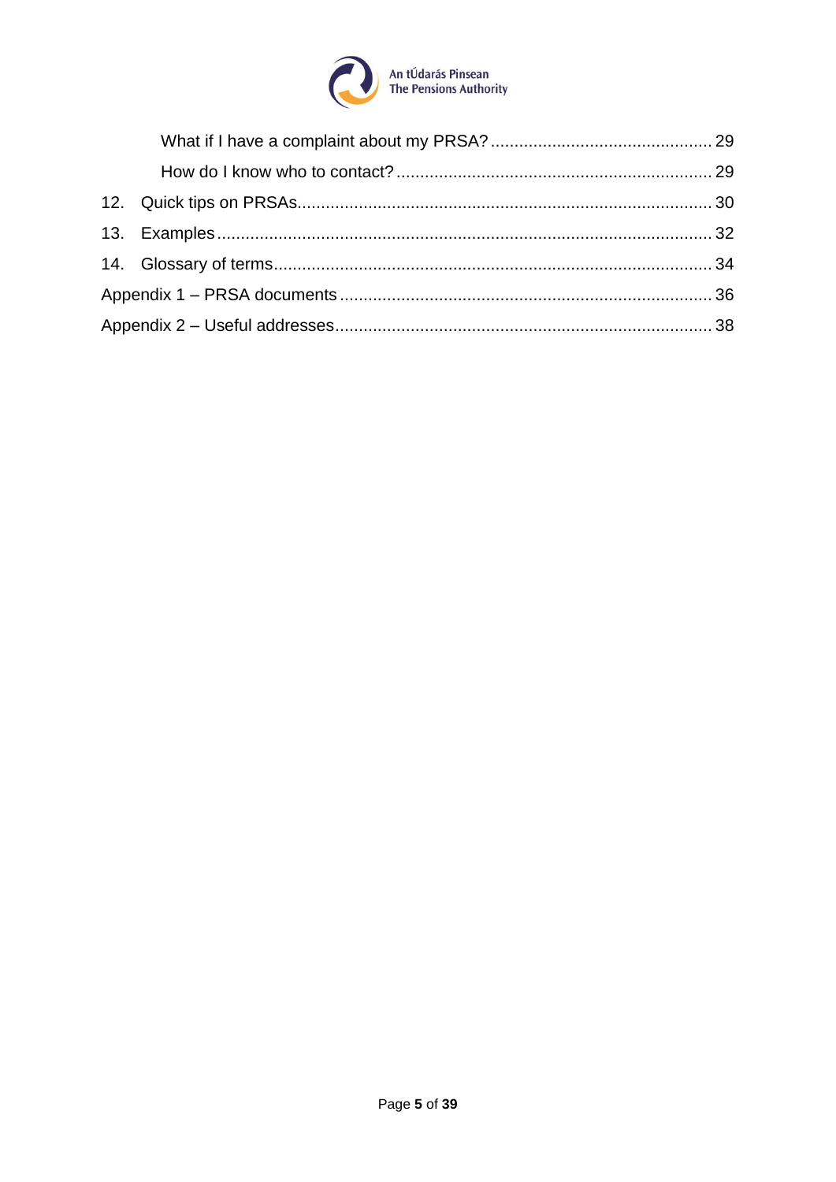What if I have a complaint about my PRSA? ............................................. 29

How do I know who to contact? .................................................................. 29

12. Quick tips on PRSAs...................................................................................... 30

13. Examples....................................................................................................... 32

14. Glossary of terms........................................................................................... 34

Appendix 1 – PRSA documents .............................................................................. 36

Appendix 2 – Useful addresses............................................................................... 38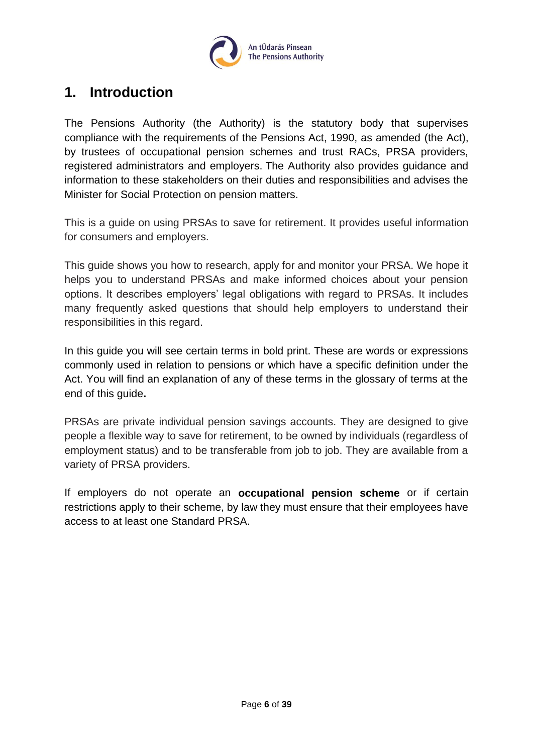# 1. Introduction

The Pensions Authority (the Authority) is the statutory body that supervises compliance with the requirements of the Pensions Act, 1990, as amended (the Act), by trustees of occupational pension schemes and trust RACs, PRSA providers, registered administrators and employers. The Authority also provides guidance and information to these stakeholders on their duties and responsibilities and advises the Minister for Social Protection on pension matters.

This is a guide on using PRSAs to save for retirement. It provides useful information for consumers and employers.

This guide shows you how to research, apply for and monitor your PRSA. We hope it helps you to understand PRSAs and make informed choices about your pension options. It describes employers' legal obligations with regard to PRSAs. It includes many frequently asked questions that should help employers to understand their responsibilities in this regard.

In this guide you will see certain terms in bold print. These are words or expressions commonly used in relation to pensions or which have a specific definition under the Act. You will find an explanation of any of these terms in the glossary of terms at the end of this guide**.**

PRSAs are private individual pension savings accounts. They are designed to give people a flexible way to save for retirement, to be owned by individuals (regardless of employment status) and to be transferable from job to job. They are available from a variety of PRSA providers.

If employers do not operate an **occupational pension scheme** or if certain restrictions apply to their scheme, by law they must ensure that their employees have access to at least one Standard PRSA.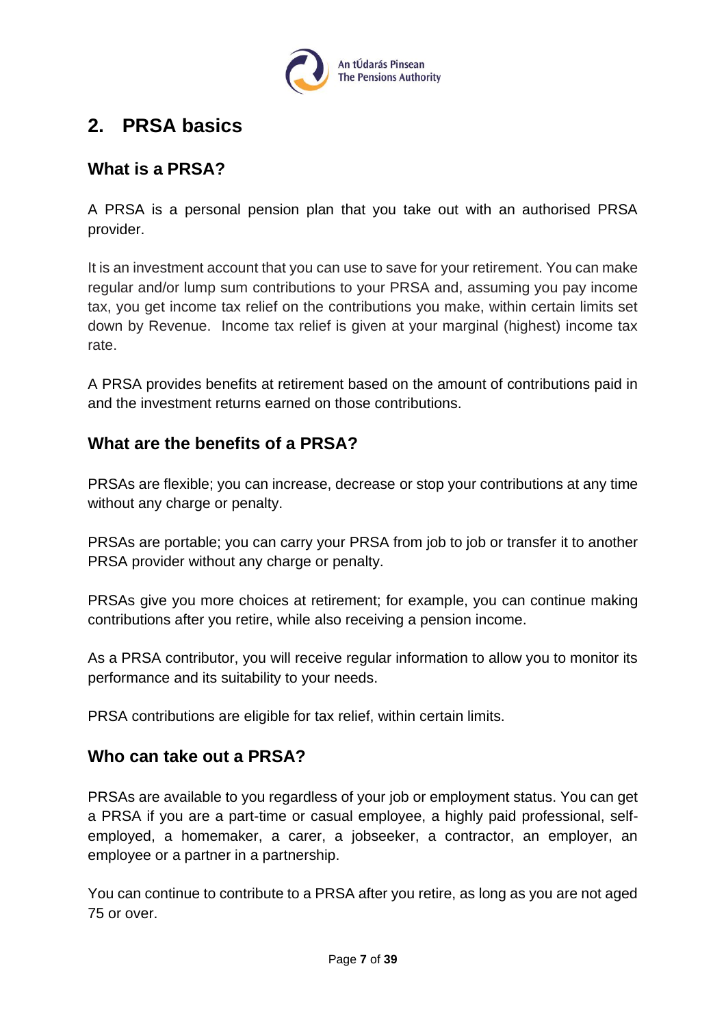## 2. PRSA basics

### What is a PRSA?

A PRSA is a personal pension plan that you take out with an authorised PRSA provider.

It is an investment account that you can use to save for your retirement. You can make regular and/or lump sum contributions to your PRSA and, assuming you pay income tax, you get income tax relief on the contributions you make, within certain limits set down by Revenue. Income tax relief is given at your marginal (highest) income tax rate.

A PRSA provides benefits at retirement based on the amount of contributions paid in and the investment returns earned on those contributions.

### What are the benefits of a PRSA?

PRSAs are flexible; you can increase, decrease or stop your contributions at any time without any charge or penalty.

PRSAs are portable; you can carry your PRSA from job to job or transfer it to another PRSA provider without any charge or penalty.

PRSAs give you more choices at retirement; for example, you can continue making contributions after you retire, while also receiving a pension income.

As a PRSA contributor, you will receive regular information to allow you to monitor its performance and its suitability to your needs.

PRSA contributions are eligible for tax relief, within certain limits.

### Who can take out a PRSA?

PRSAs are available to you regardless of your job or employment status. You can get a PRSA if you are a part-time or casual employee, a highly paid professional, self-employed, a homemaker, a carer, a jobseeker, a contractor, an employer, an employee or a partner in a partnership.

You can continue to contribute to a PRSA after you retire, as long as you are not aged 75 or over.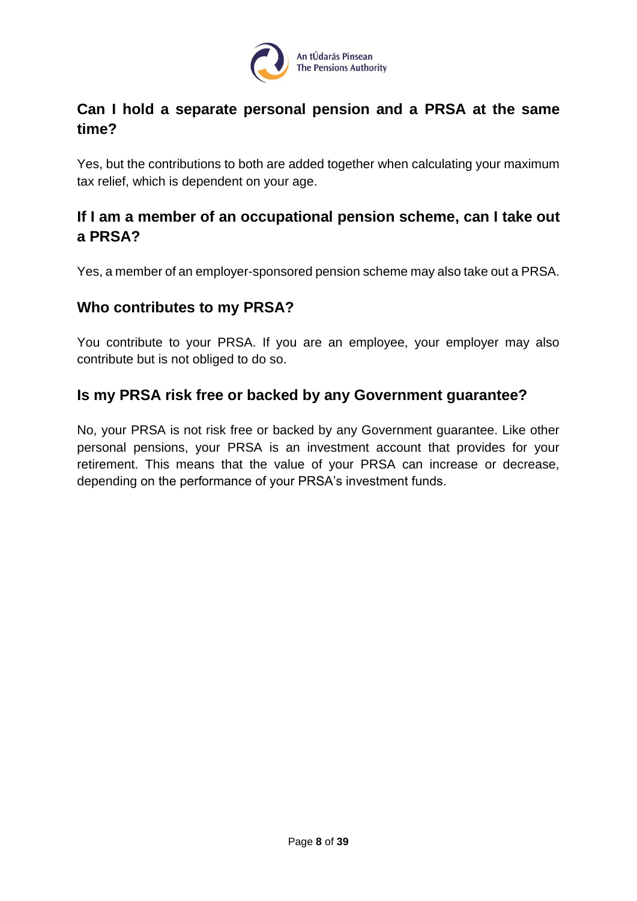## Can I hold a separate personal pension and a PRSA at the same time?

Yes, but the contributions to both are added together when calculating your maximum tax relief, which is dependent on your age.

## If I am a member of an occupational pension scheme, can I take out a PRSA?

Yes, a member of an employer-sponsored pension scheme may also take out a PRSA.

## Who contributes to my PRSA?

You contribute to your PRSA. If you are an employee, your employer may also contribute but is not obliged to do so.

## Is my PRSA risk free or backed by any Government guarantee?

No, your PRSA is not risk free or backed by any Government guarantee. Like other personal pensions, your PRSA is an investment account that provides for your retirement. This means that the value of your PRSA can increase or decrease, depending on the performance of your PRSA's investment funds.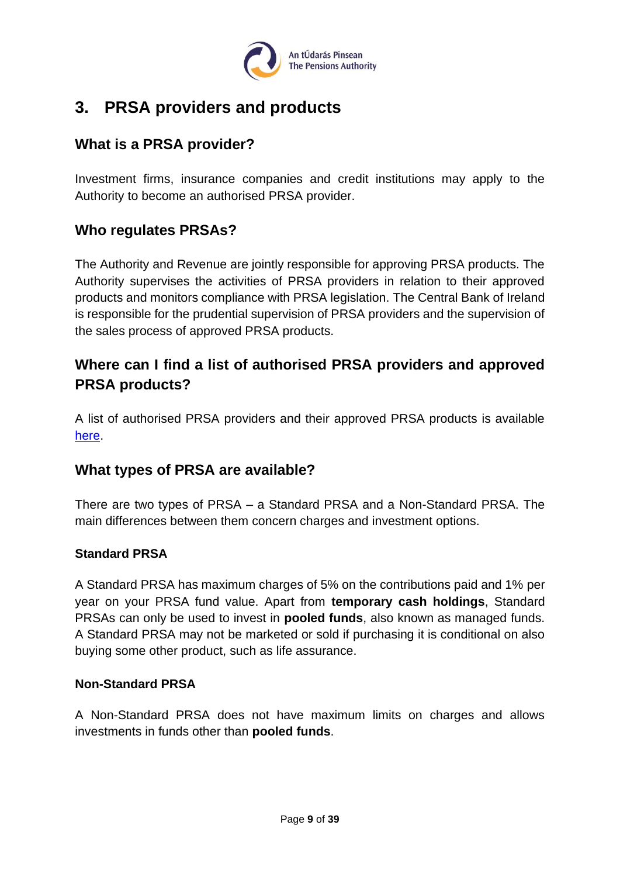## 3. PRSA providers and products

### What is a PRSA provider?

Investment firms, insurance companies and credit institutions may apply to the Authority to become an authorised PRSA provider.

### Who regulates PRSAs?

The Authority and Revenue are jointly responsible for approving PRSA products. The Authority supervises the activities of PRSA providers in relation to their approved products and monitors compliance with PRSA legislation. The Central Bank of Ireland is responsible for the prudential supervision of PRSA providers and the supervision of the sales process of approved PRSA products.

### Where can I find a list of authorised PRSA providers and approved PRSA products?

A list of authorised PRSA providers and their approved PRSA products is available here.

### What types of PRSA are available?

There are two types of PRSA – a Standard PRSA and a Non-Standard PRSA. The main differences between them concern charges and investment options.

#### Standard PRSA

A Standard PRSA has maximum charges of 5% on the contributions paid and 1% per year on your PRSA fund value. Apart from **temporary cash holdings**, Standard PRSAs can only be used to invest in **pooled funds**, also known as managed funds. A Standard PRSA may not be marketed or sold if purchasing it is conditional on also buying some other product, such as life assurance.

#### Non-Standard PRSA

A Non-Standard PRSA does not have maximum limits on charges and allows investments in funds other than **pooled funds**.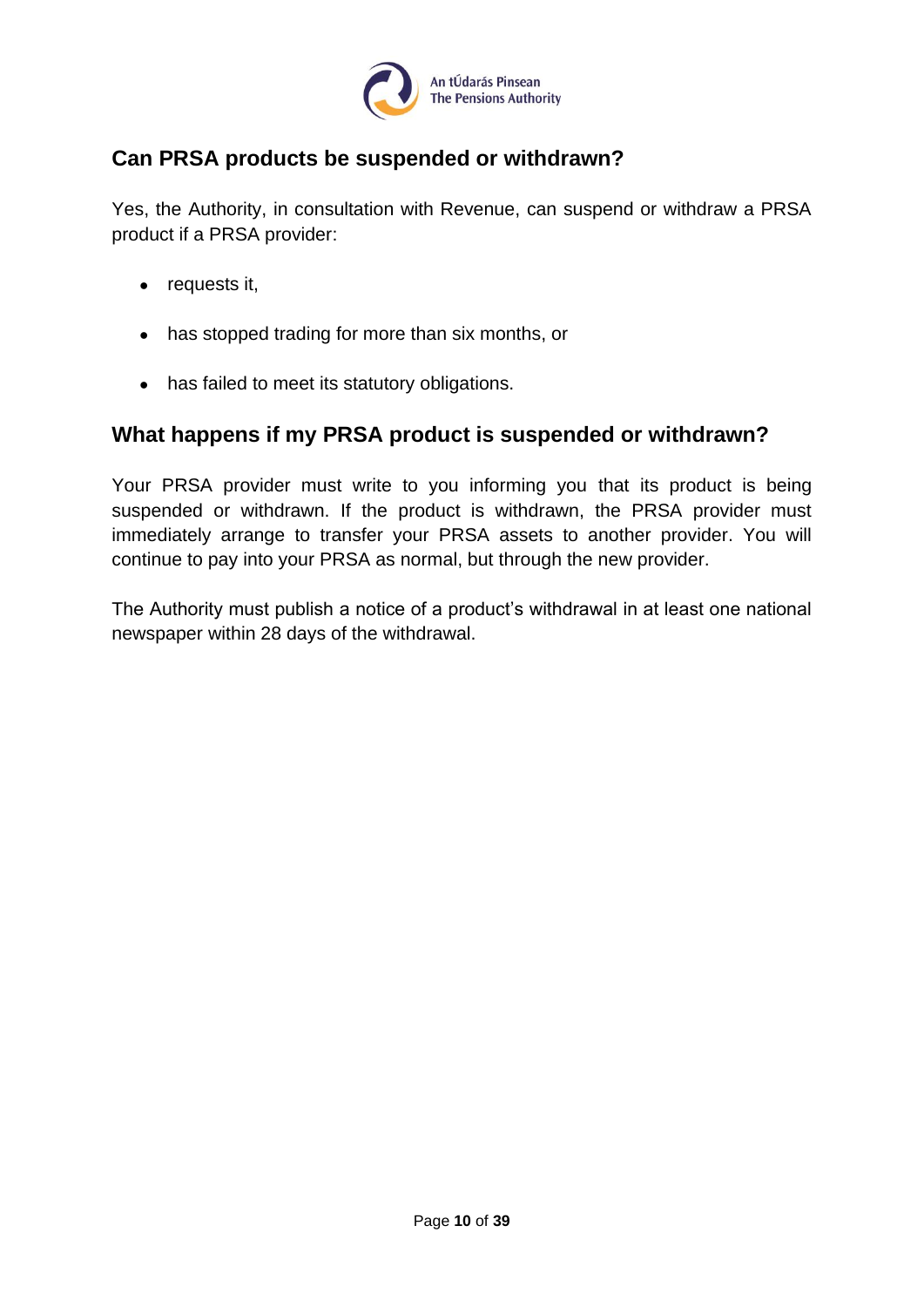## Can PRSA products be suspended or withdrawn?

Yes, the Authority, in consultation with Revenue, can suspend or withdraw a PRSA product if a PRSA provider:

- requests it,
- has stopped trading for more than six months, or
- has failed to meet its statutory obligations.

## What happens if my PRSA product is suspended or withdrawn?

Your PRSA provider must write to you informing you that its product is being suspended or withdrawn. If the product is withdrawn, the PRSA provider must immediately arrange to transfer your PRSA assets to another provider. You will continue to pay into your PRSA as normal, but through the new provider.

The Authority must publish a notice of a product's withdrawal in at least one national newspaper within 28 days of the withdrawal.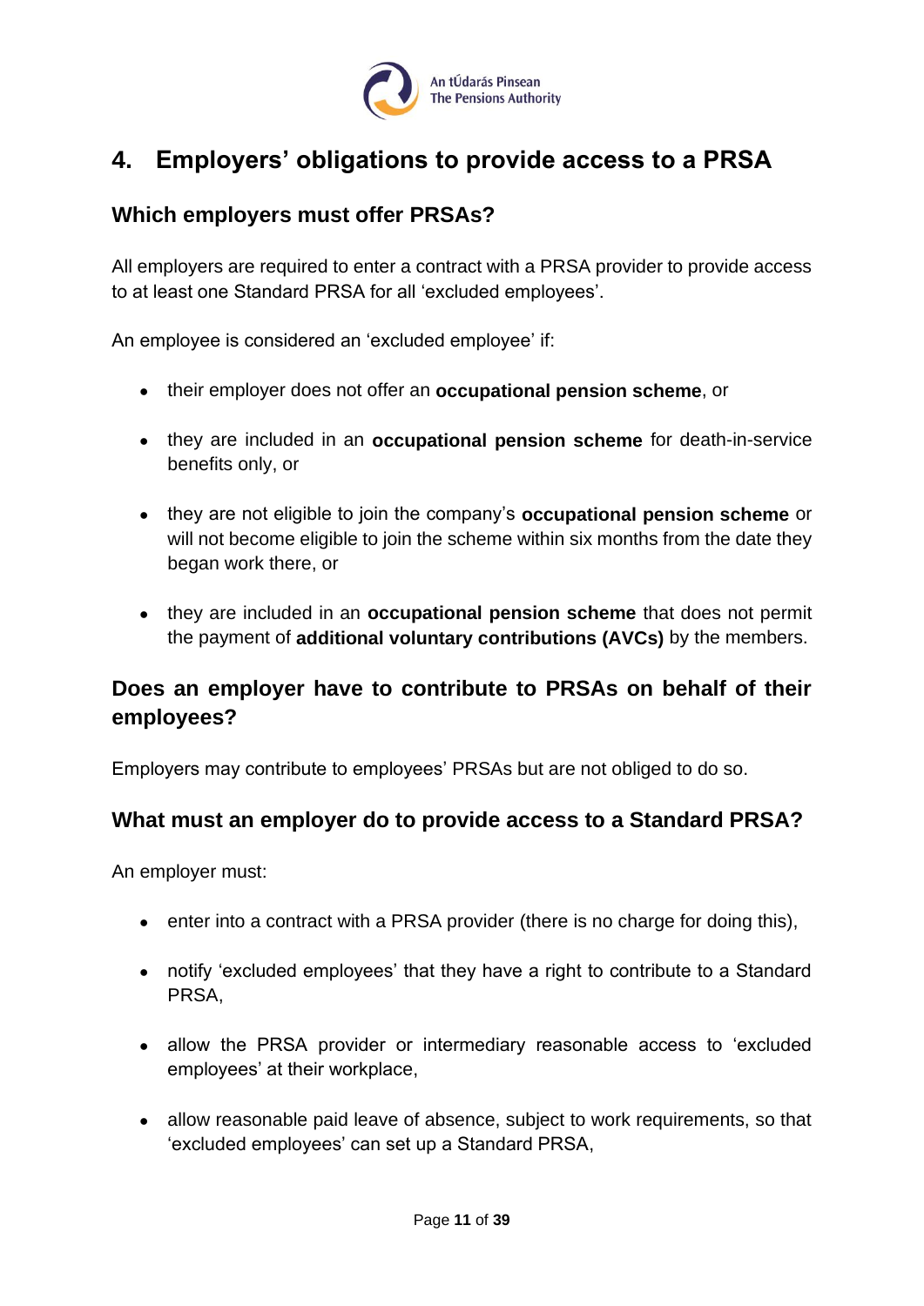## 4. Employers' obligations to provide access to a PRSA

### Which employers must offer PRSAs?

All employers are required to enter a contract with a PRSA provider to provide access to at least one Standard PRSA for all 'excluded employees'.

An employee is considered an 'excluded employee' if:

- their employer does not offer an **occupational pension scheme**, or
- they are included in an **occupational pension scheme** for death-in-service benefits only, or
- they are not eligible to join the company's **occupational pension scheme** or will not become eligible to join the scheme within six months from the date they began work there, or
- they are included in an **occupational pension scheme** that does not permit the payment of **additional voluntary contributions (AVCs)** by the members.

### Does an employer have to contribute to PRSAs on behalf of their employees?

Employers may contribute to employees' PRSAs but are not obliged to do so.

### What must an employer do to provide access to a Standard PRSA?

An employer must:

- enter into a contract with a PRSA provider (there is no charge for doing this),
- notify 'excluded employees' that they have a right to contribute to a Standard PRSA,
- allow the PRSA provider or intermediary reasonable access to 'excluded employees' at their workplace,
- allow reasonable paid leave of absence, subject to work requirements, so that 'excluded employees' can set up a Standard PRSA,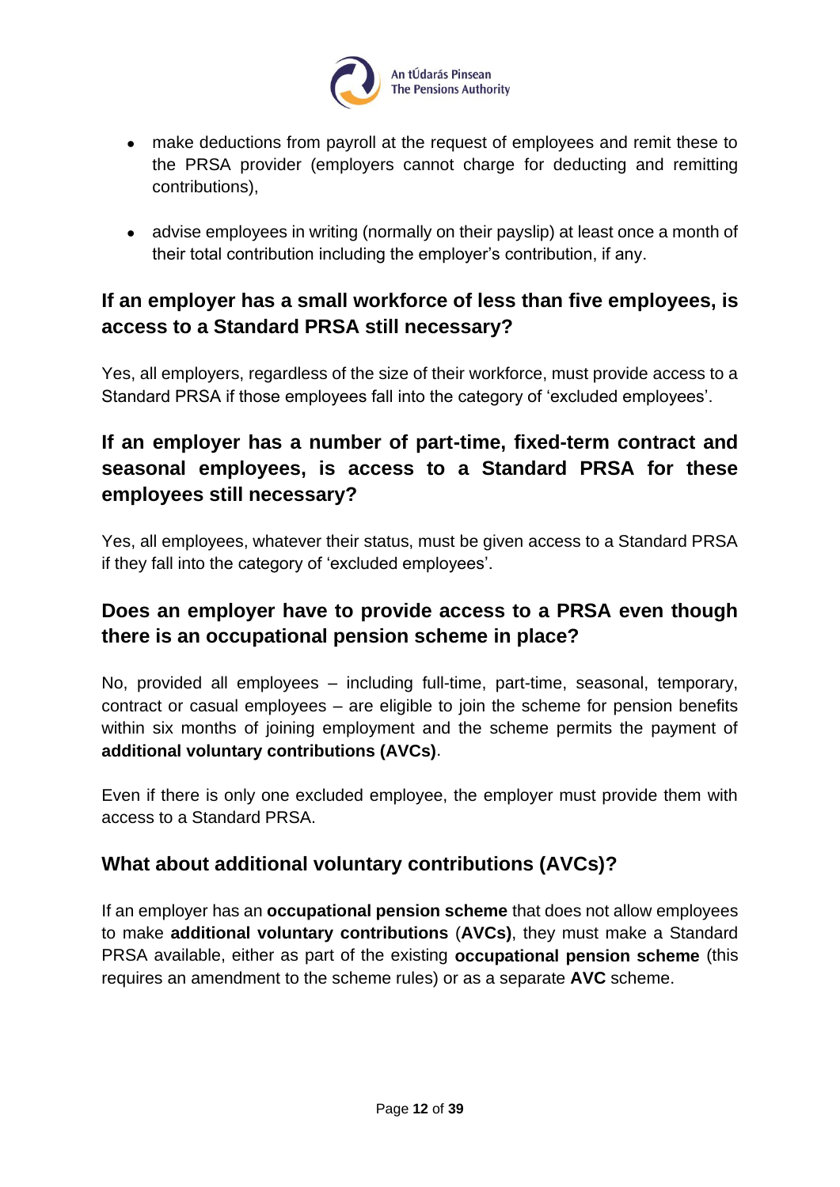- make deductions from payroll at the request of employees and remit these to the PRSA provider (employers cannot charge for deducting and remitting contributions),

- advise employees in writing (normally on their payslip) at least once a month of their total contribution including the employer's contribution, if any.

## If an employer has a small workforce of less than five employees, is access to a Standard PRSA still necessary?

Yes, all employers, regardless of the size of their workforce, must provide access to a Standard PRSA if those employees fall into the category of 'excluded employees'.

## If an employer has a number of part-time, fixed-term contract and seasonal employees, is access to a Standard PRSA for these employees still necessary?

Yes, all employees, whatever their status, must be given access to a Standard PRSA if they fall into the category of 'excluded employees'.

## Does an employer have to provide access to a PRSA even though there is an occupational pension scheme in place?

No, provided all employees – including full-time, part-time, seasonal, temporary, contract or casual employees – are eligible to join the scheme for pension benefits within six months of joining employment and the scheme permits the payment of **additional voluntary contributions (AVCs)**.

Even if there is only one excluded employee, the employer must provide them with access to a Standard PRSA.

## What about additional voluntary contributions (AVCs)?

If an employer has an **occupational pension scheme** that does not allow employees to make **additional voluntary contributions** (**AVCs)**, they must make a Standard PRSA available, either as part of the existing **occupational pension scheme** (this requires an amendment to the scheme rules) or as a separate **AVC** scheme.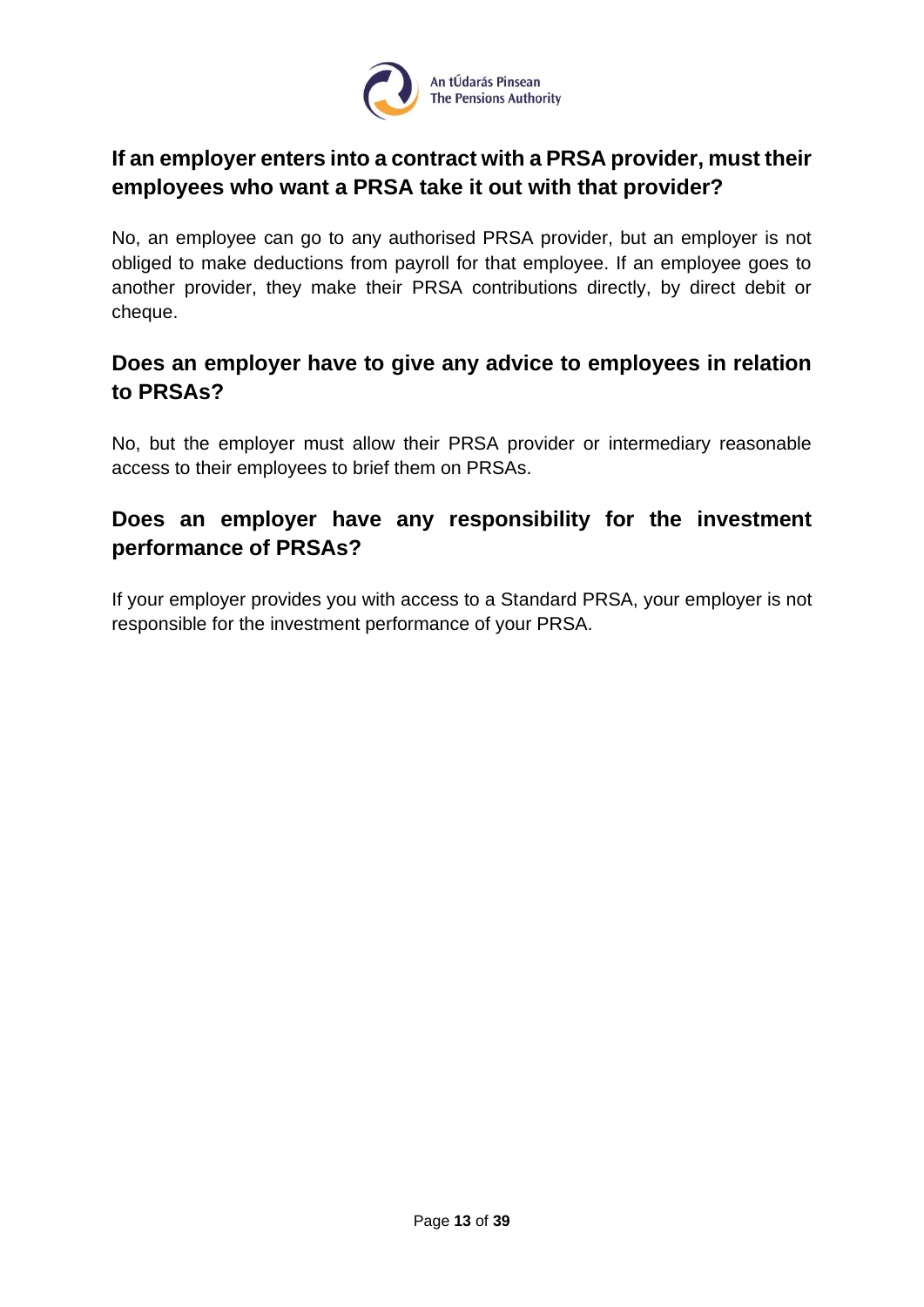## If an employer enters into a contract with a PRSA provider, must their employees who want a PRSA take it out with that provider?

No, an employee can go to any authorised PRSA provider, but an employer is not obliged to make deductions from payroll for that employee. If an employee goes to another provider, they make their PRSA contributions directly, by direct debit or cheque.

## Does an employer have to give any advice to employees in relation to PRSAs?

No, but the employer must allow their PRSA provider or intermediary reasonable access to their employees to brief them on PRSAs.

## Does an employer have any responsibility for the investment performance of PRSAs?

If your employer provides you with access to a Standard PRSA, your employer is not responsible for the investment performance of your PRSA.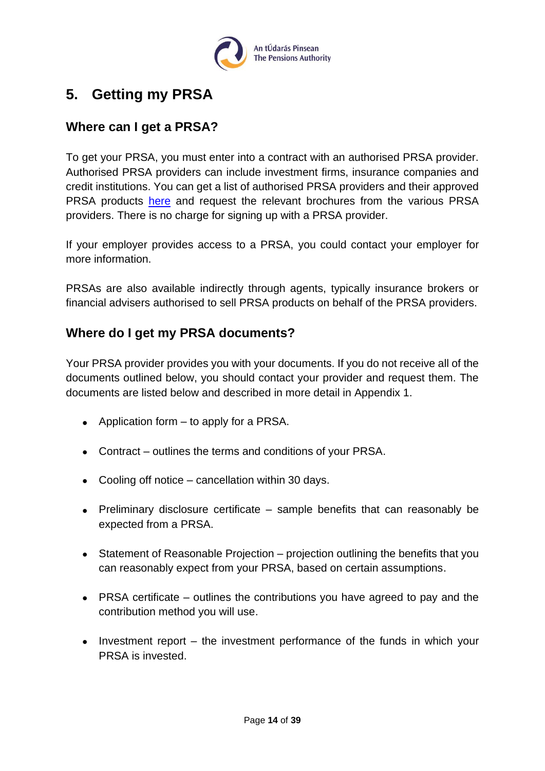# 5. Getting my PRSA

## Where can I get a PRSA?

To get your PRSA, you must enter into a contract with an authorised PRSA provider. Authorised PRSA providers can include investment firms, insurance companies and credit institutions. You can get a list of authorised PRSA providers and their approved PRSA products here and request the relevant brochures from the various PRSA providers. There is no charge for signing up with a PRSA provider.

If your employer provides access to a PRSA, you could contact your employer for more information.

PRSAs are also available indirectly through agents, typically insurance brokers or financial advisers authorised to sell PRSA products on behalf of the PRSA providers.

## Where do I get my PRSA documents?

Your PRSA provider provides you with your documents. If you do not receive all of the documents outlined below, you should contact your provider and request them. The documents are listed below and described in more detail in Appendix 1.

- Application form – to apply for a PRSA.
- Contract – outlines the terms and conditions of your PRSA.
- Cooling off notice – cancellation within 30 days.
- Preliminary disclosure certificate – sample benefits that can reasonably be expected from a PRSA.
- Statement of Reasonable Projection – projection outlining the benefits that you can reasonably expect from your PRSA, based on certain assumptions.
- PRSA certificate – outlines the contributions you have agreed to pay and the contribution method you will use.
- Investment report – the investment performance of the funds in which your PRSA is invested.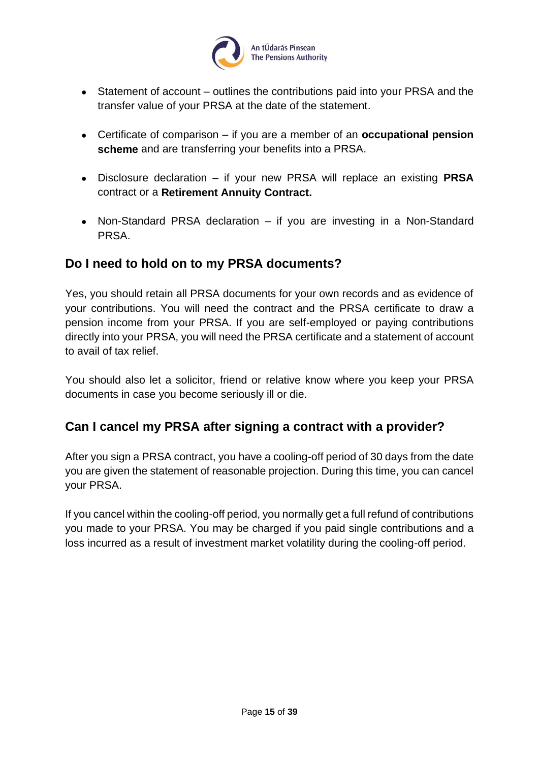- Statement of account – outlines the contributions paid into your PRSA and the transfer value of your PRSA at the date of the statement.
- Certificate of comparison – if you are a member of an **occupational pension scheme** and are transferring your benefits into a PRSA.
- Disclosure declaration – if your new PRSA will replace an existing **PRSA** contract or a **Retirement Annuity Contract.**
- Non-Standard PRSA declaration – if you are investing in a Non-Standard PRSA.

## Do I need to hold on to my PRSA documents?

Yes, you should retain all PRSA documents for your own records and as evidence of your contributions. You will need the contract and the PRSA certificate to draw a pension income from your PRSA. If you are self-employed or paying contributions directly into your PRSA, you will need the PRSA certificate and a statement of account to avail of tax relief.

You should also let a solicitor, friend or relative know where you keep your PRSA documents in case you become seriously ill or die.

## Can I cancel my PRSA after signing a contract with a provider?

After you sign a PRSA contract, you have a cooling-off period of 30 days from the date you are given the statement of reasonable projection. During this time, you can cancel your PRSA.

If you cancel within the cooling-off period, you normally get a full refund of contributions you made to your PRSA. You may be charged if you paid single contributions and a loss incurred as a result of investment market volatility during the cooling-off period.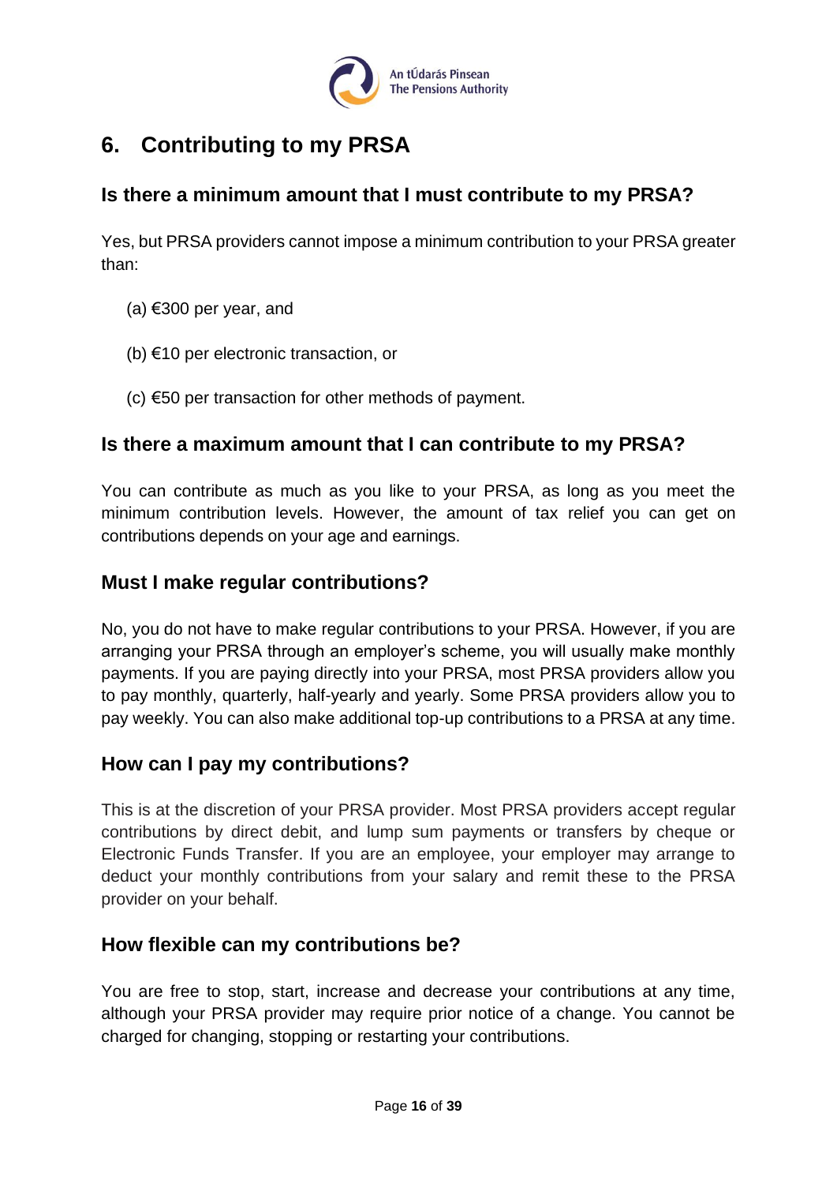# 6. Contributing to my PRSA

## Is there a minimum amount that I must contribute to my PRSA?

Yes, but PRSA providers cannot impose a minimum contribution to your PRSA greater than:

(a) €300 per year, and

(b) €10 per electronic transaction, or

(c) €50 per transaction for other methods of payment.

## Is there a maximum amount that I can contribute to my PRSA?

You can contribute as much as you like to your PRSA, as long as you meet the minimum contribution levels. However, the amount of tax relief you can get on contributions depends on your age and earnings.

## Must I make regular contributions?

No, you do not have to make regular contributions to your PRSA. However, if you are arranging your PRSA through an employer's scheme, you will usually make monthly payments. If you are paying directly into your PRSA, most PRSA providers allow you to pay monthly, quarterly, half-yearly and yearly. Some PRSA providers allow you to pay weekly. You can also make additional top-up contributions to a PRSA at any time.

## How can I pay my contributions?

This is at the discretion of your PRSA provider. Most PRSA providers accept regular contributions by direct debit, and lump sum payments or transfers by cheque or Electronic Funds Transfer. If you are an employee, your employer may arrange to deduct your monthly contributions from your salary and remit these to the PRSA provider on your behalf.

## How flexible can my contributions be?

You are free to stop, start, increase and decrease your contributions at any time, although your PRSA provider may require prior notice of a change. You cannot be charged for changing, stopping or restarting your contributions.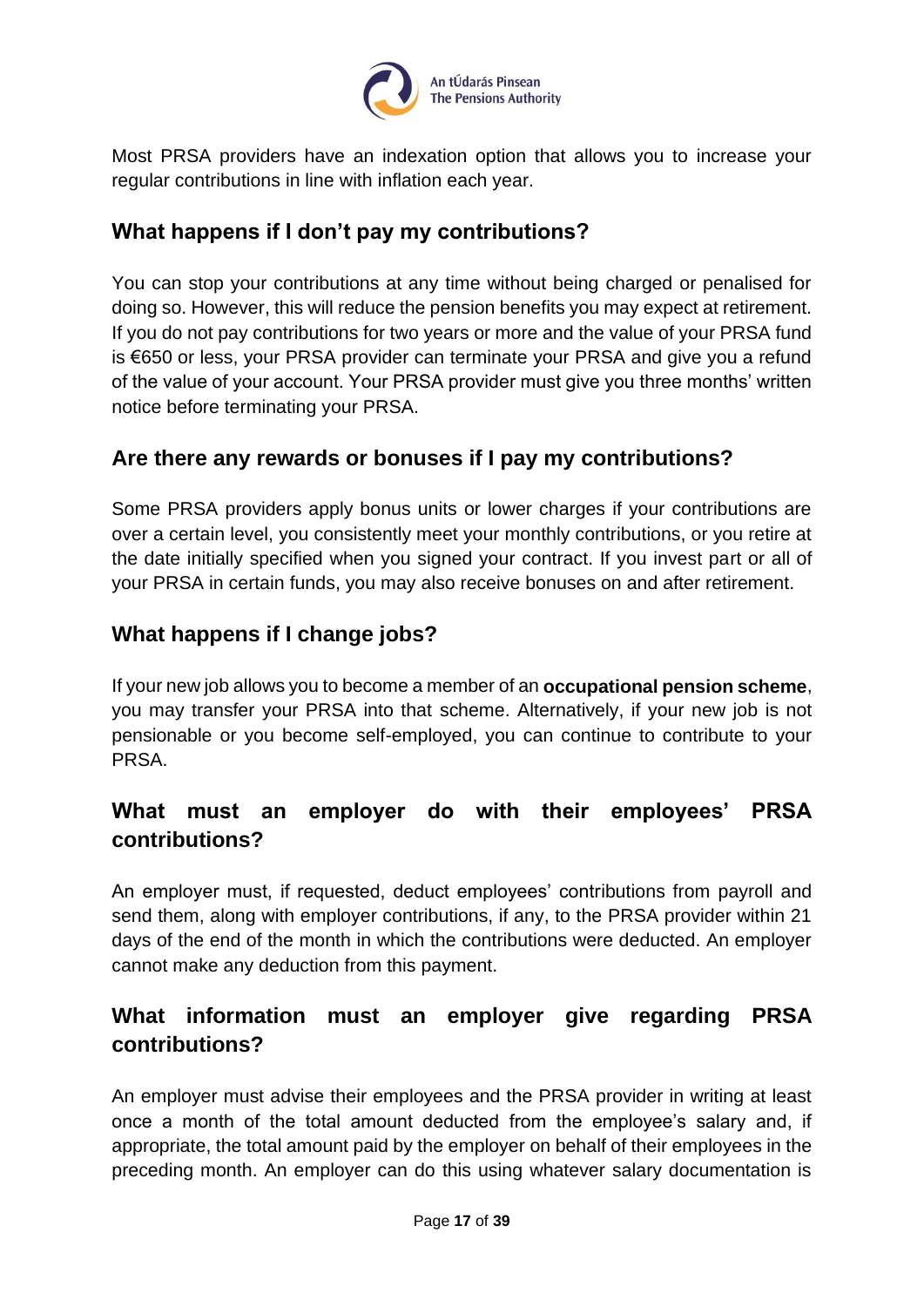Most PRSA providers have an indexation option that allows you to increase your regular contributions in line with inflation each year.

## What happens if I don't pay my contributions?

You can stop your contributions at any time without being charged or penalised for doing so. However, this will reduce the pension benefits you may expect at retirement. If you do not pay contributions for two years or more and the value of your PRSA fund is €650 or less, your PRSA provider can terminate your PRSA and give you a refund of the value of your account. Your PRSA provider must give you three months' written notice before terminating your PRSA.

## Are there any rewards or bonuses if I pay my contributions?

Some PRSA providers apply bonus units or lower charges if your contributions are over a certain level, you consistently meet your monthly contributions, or you retire at the date initially specified when you signed your contract. If you invest part or all of your PRSA in certain funds, you may also receive bonuses on and after retirement.

## What happens if I change jobs?

If your new job allows you to become a member of an **occupational pension scheme**, you may transfer your PRSA into that scheme. Alternatively, if your new job is not pensionable or you become self-employed, you can continue to contribute to your PRSA.

## What must an employer do with their employees' PRSA contributions?

An employer must, if requested, deduct employees' contributions from payroll and send them, along with employer contributions, if any, to the PRSA provider within 21 days of the end of the month in which the contributions were deducted. An employer cannot make any deduction from this payment.

## What information must an employer give regarding PRSA contributions?

An employer must advise their employees and the PRSA provider in writing at least once a month of the total amount deducted from the employee's salary and, if appropriate, the total amount paid by the employer on behalf of their employees in the preceding month. An employer can do this using whatever salary documentation is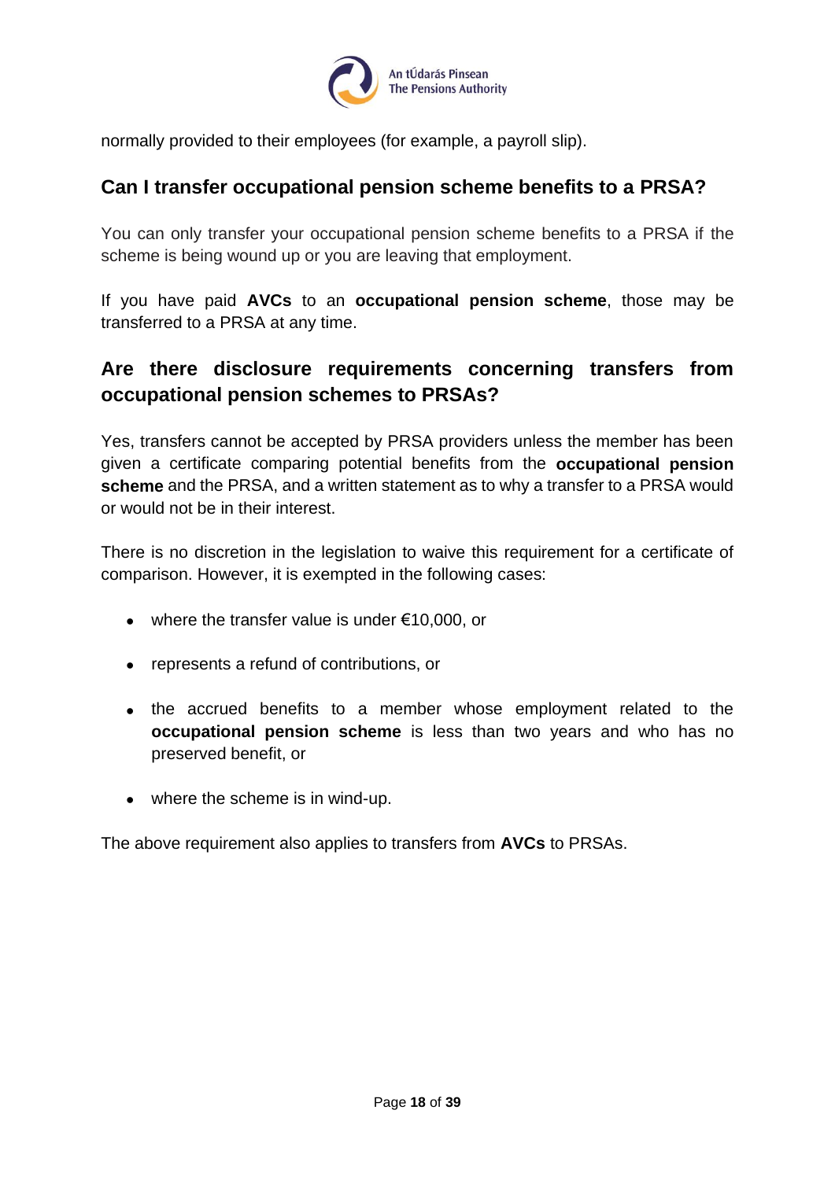normally provided to their employees (for example, a payroll slip).

## Can I transfer occupational pension scheme benefits to a PRSA?

You can only transfer your occupational pension scheme benefits to a PRSA if the scheme is being wound up or you are leaving that employment.

If you have paid **AVCs** to an **occupational pension scheme**, those may be transferred to a PRSA at any time.

## Are there disclosure requirements concerning transfers from occupational pension schemes to PRSAs?

Yes, transfers cannot be accepted by PRSA providers unless the member has been given a certificate comparing potential benefits from the **occupational pension scheme** and the PRSA, and a written statement as to why a transfer to a PRSA would or would not be in their interest.

There is no discretion in the legislation to waive this requirement for a certificate of comparison. However, it is exempted in the following cases:

- where the transfer value is under €10,000, or
- represents a refund of contributions, or
- the accrued benefits to a member whose employment related to the **occupational pension scheme** is less than two years and who has no preserved benefit, or
- where the scheme is in wind-up.

The above requirement also applies to transfers from **AVCs** to PRSAs.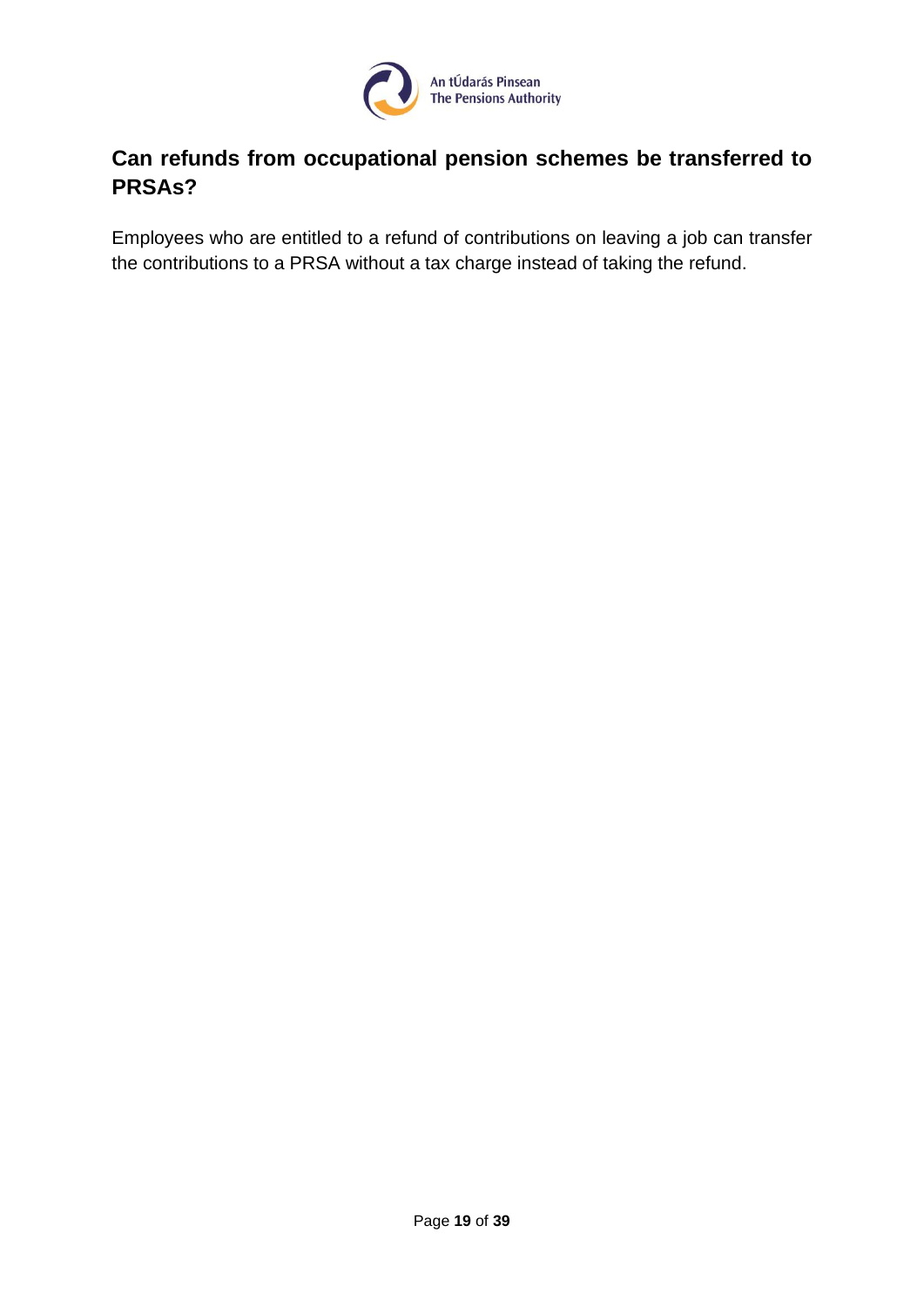## Can refunds from occupational pension schemes be transferred to PRSAs?

Employees who are entitled to a refund of contributions on leaving a job can transfer the contributions to a PRSA without a tax charge instead of taking the refund.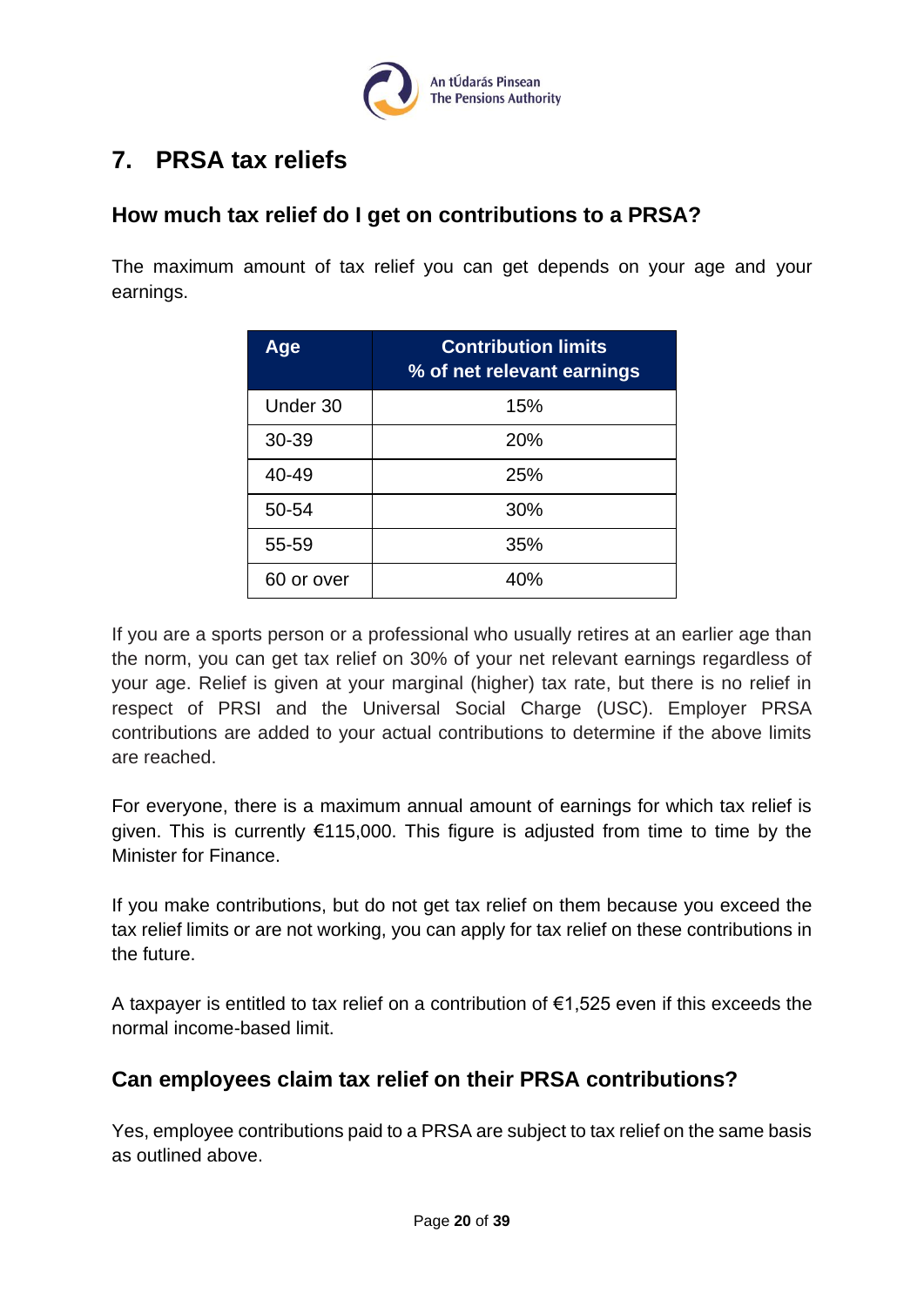## 7. PRSA tax reliefs

### How much tax relief do I get on contributions to a PRSA?

The maximum amount of tax relief you can get depends on your age and your earnings.

| Age | Contribution limits % of net relevant earnings |
|---|---|
| Under 30 | 15% |
| 30-39 | 20% |
| 40-49 | 25% |
| 50-54 | 30% |
| 55-59 | 35% |
| 60 or over | 40% |

If you are a sports person or a professional who usually retires at an earlier age than the norm, you can get tax relief on 30% of your net relevant earnings regardless of your age. Relief is given at your marginal (higher) tax rate, but there is no relief in respect of PRSI and the Universal Social Charge (USC). Employer PRSA contributions are added to your actual contributions to determine if the above limits are reached.

For everyone, there is a maximum annual amount of earnings for which tax relief is given. This is currently €115,000. This figure is adjusted from time to time by the Minister for Finance.

If you make contributions, but do not get tax relief on them because you exceed the tax relief limits or are not working, you can apply for tax relief on these contributions in the future.

A taxpayer is entitled to tax relief on a contribution of €1,525 even if this exceeds the normal income-based limit.

### Can employees claim tax relief on their PRSA contributions?

Yes, employee contributions paid to a PRSA are subject to tax relief on the same basis as outlined above.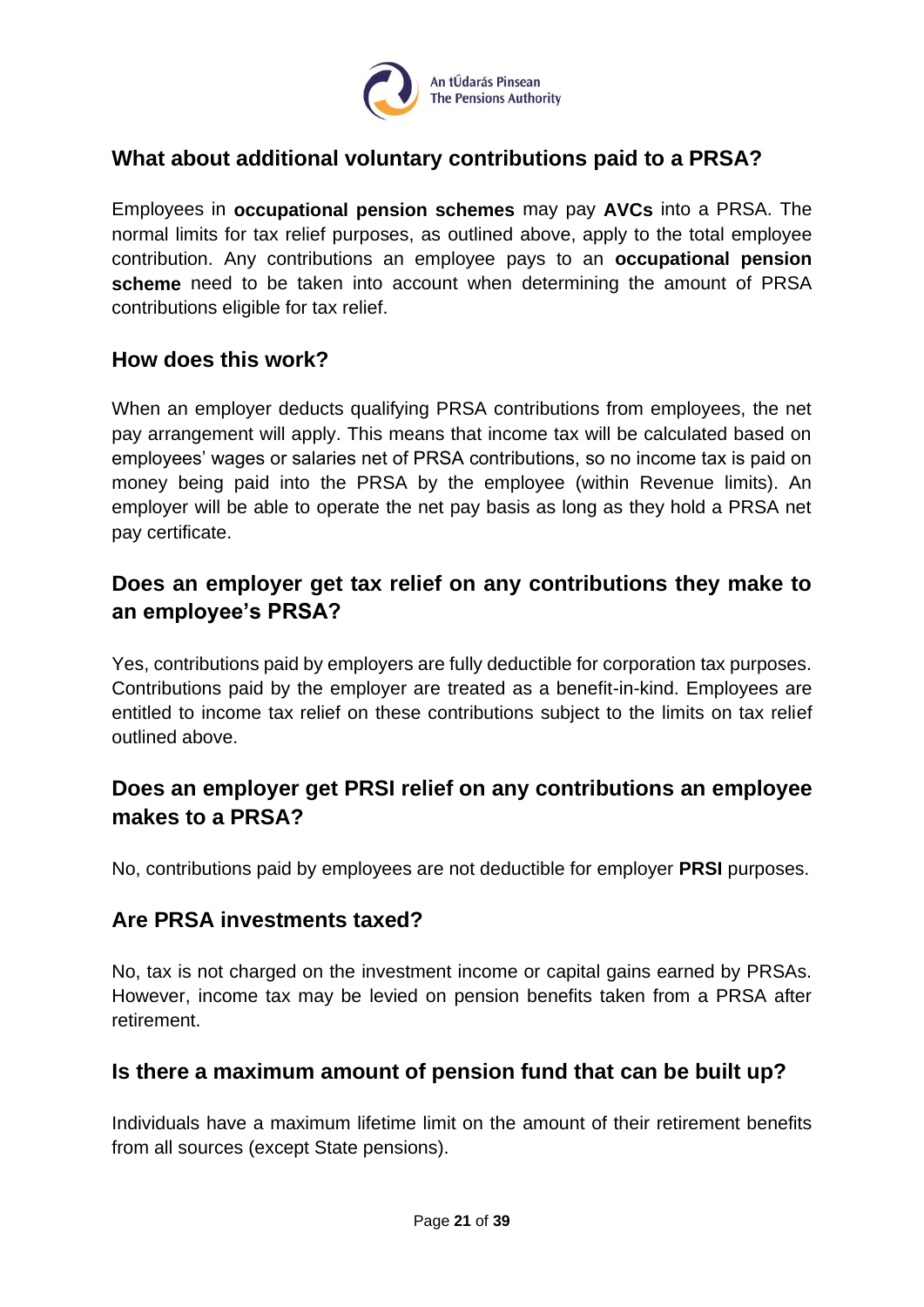## What about additional voluntary contributions paid to a PRSA?

Employees in **occupational pension schemes** may pay **AVCs** into a PRSA. The normal limits for tax relief purposes, as outlined above, apply to the total employee contribution. Any contributions an employee pays to an **occupational pension scheme** need to be taken into account when determining the amount of PRSA contributions eligible for tax relief.

## How does this work?

When an employer deducts qualifying PRSA contributions from employees, the net pay arrangement will apply. This means that income tax will be calculated based on employees' wages or salaries net of PRSA contributions, so no income tax is paid on money being paid into the PRSA by the employee (within Revenue limits). An employer will be able to operate the net pay basis as long as they hold a PRSA net pay certificate.

## Does an employer get tax relief on any contributions they make to an employee's PRSA?

Yes, contributions paid by employers are fully deductible for corporation tax purposes. Contributions paid by the employer are treated as a benefit-in-kind. Employees are entitled to income tax relief on these contributions subject to the limits on tax relief outlined above.

## Does an employer get PRSI relief on any contributions an employee makes to a PRSA?

No, contributions paid by employees are not deductible for employer **PRSI** purposes.

## Are PRSA investments taxed?

No, tax is not charged on the investment income or capital gains earned by PRSAs. However, income tax may be levied on pension benefits taken from a PRSA after retirement.

## Is there a maximum amount of pension fund that can be built up?

Individuals have a maximum lifetime limit on the amount of their retirement benefits from all sources (except State pensions).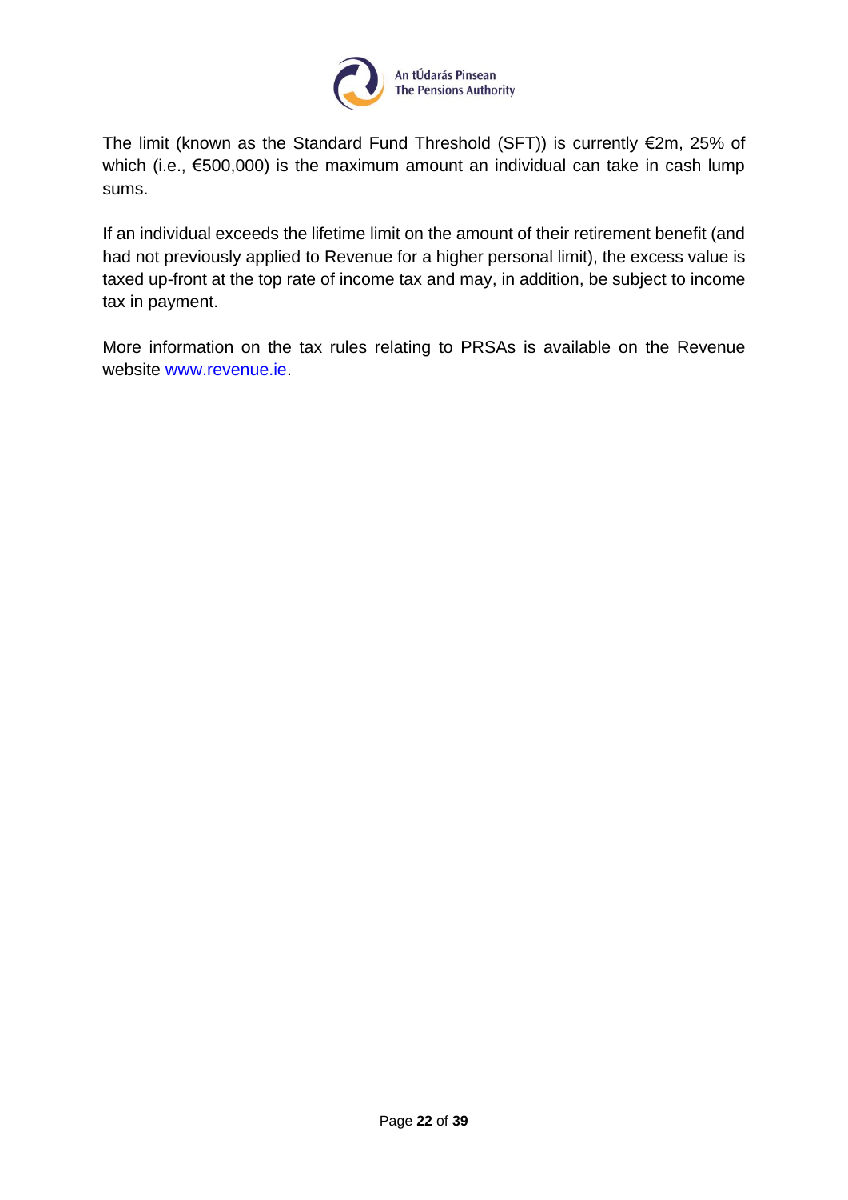The limit (known as the Standard Fund Threshold (SFT)) is currently €2m, 25% of which (i.e., €500,000) is the maximum amount an individual can take in cash lump sums.

If an individual exceeds the lifetime limit on the amount of their retirement benefit (and had not previously applied to Revenue for a higher personal limit), the excess value is taxed up-front at the top rate of income tax and may, in addition, be subject to income tax in payment.

More information on the tax rules relating to PRSAs is available on the Revenue website [www.revenue.ie](http://www.revenue.ie).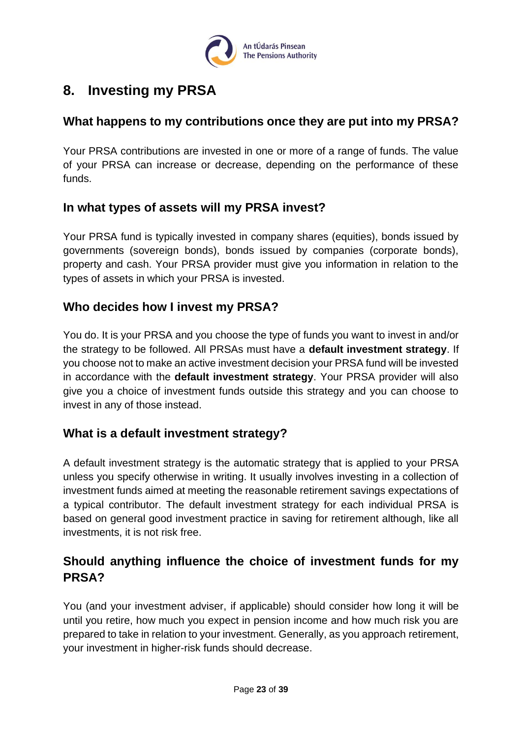# 8. Investing my PRSA

## What happens to my contributions once they are put into my PRSA?

Your PRSA contributions are invested in one or more of a range of funds. The value of your PRSA can increase or decrease, depending on the performance of these funds.

## In what types of assets will my PRSA invest?

Your PRSA fund is typically invested in company shares (equities), bonds issued by governments (sovereign bonds), bonds issued by companies (corporate bonds), property and cash. Your PRSA provider must give you information in relation to the types of assets in which your PRSA is invested.

## Who decides how I invest my PRSA?

You do. It is your PRSA and you choose the type of funds you want to invest in and/or the strategy to be followed. All PRSAs must have a **default investment strategy**. If you choose not to make an active investment decision your PRSA fund will be invested in accordance with the **default investment strategy**. Your PRSA provider will also give you a choice of investment funds outside this strategy and you can choose to invest in any of those instead.

## What is a default investment strategy?

A default investment strategy is the automatic strategy that is applied to your PRSA unless you specify otherwise in writing. It usually involves investing in a collection of investment funds aimed at meeting the reasonable retirement savings expectations of a typical contributor. The default investment strategy for each individual PRSA is based on general good investment practice in saving for retirement although, like all investments, it is not risk free.

## Should anything influence the choice of investment funds for my PRSA?

You (and your investment adviser, if applicable) should consider how long it will be until you retire, how much you expect in pension income and how much risk you are prepared to take in relation to your investment. Generally, as you approach retirement, your investment in higher-risk funds should decrease.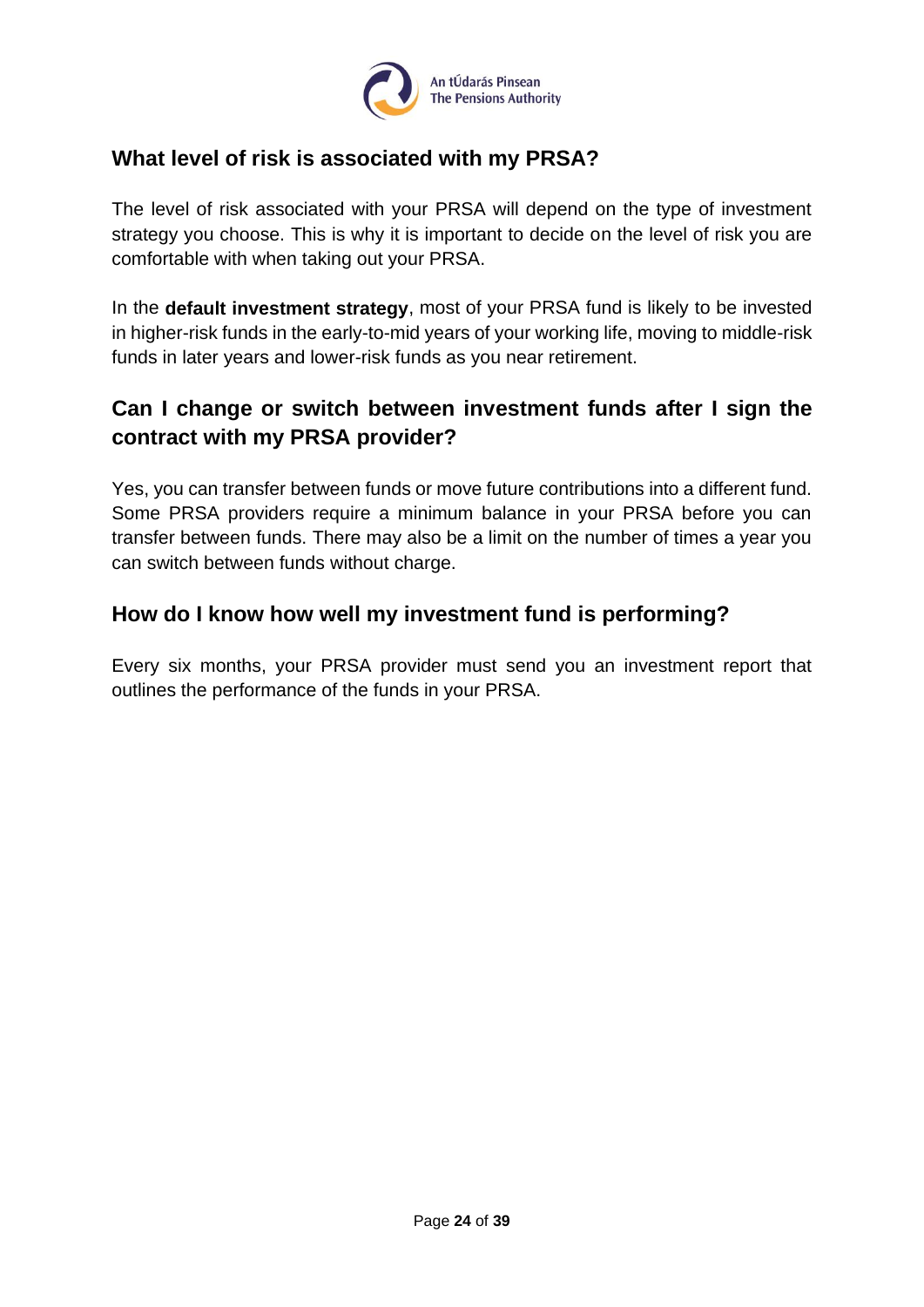## What level of risk is associated with my PRSA?

The level of risk associated with your PRSA will depend on the type of investment strategy you choose. This is why it is important to decide on the level of risk you are comfortable with when taking out your PRSA.

In the **default investment strategy**, most of your PRSA fund is likely to be invested in higher-risk funds in the early-to-mid years of your working life, moving to middle-risk funds in later years and lower-risk funds as you near retirement.

## Can I change or switch between investment funds after I sign the contract with my PRSA provider?

Yes, you can transfer between funds or move future contributions into a different fund. Some PRSA providers require a minimum balance in your PRSA before you can transfer between funds. There may also be a limit on the number of times a year you can switch between funds without charge.

## How do I know how well my investment fund is performing?

Every six months, your PRSA provider must send you an investment report that outlines the performance of the funds in your PRSA.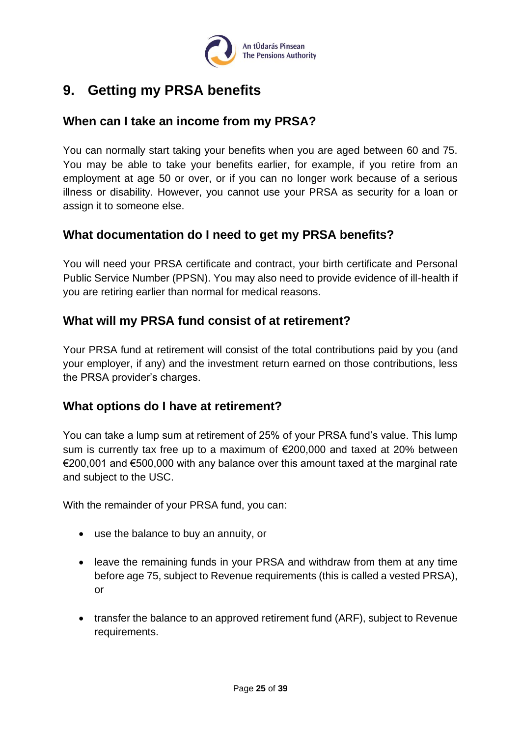## 9. Getting my PRSA benefits

### When can I take an income from my PRSA?

You can normally start taking your benefits when you are aged between 60 and 75. You may be able to take your benefits earlier, for example, if you retire from an employment at age 50 or over, or if you can no longer work because of a serious illness or disability. However, you cannot use your PRSA as security for a loan or assign it to someone else.

### What documentation do I need to get my PRSA benefits?

You will need your PRSA certificate and contract, your birth certificate and Personal Public Service Number (PPSN). You may also need to provide evidence of ill-health if you are retiring earlier than normal for medical reasons.

### What will my PRSA fund consist of at retirement?

Your PRSA fund at retirement will consist of the total contributions paid by you (and your employer, if any) and the investment return earned on those contributions, less the PRSA provider's charges.

### What options do I have at retirement?

You can take a lump sum at retirement of 25% of your PRSA fund's value. This lump sum is currently tax free up to a maximum of €200,000 and taxed at 20% between €200,001 and €500,000 with any balance over this amount taxed at the marginal rate and subject to the USC.

With the remainder of your PRSA fund, you can:

- use the balance to buy an annuity, or
- leave the remaining funds in your PRSA and withdraw from them at any time before age 75, subject to Revenue requirements (this is called a vested PRSA), or
- transfer the balance to an approved retirement fund (ARF), subject to Revenue requirements.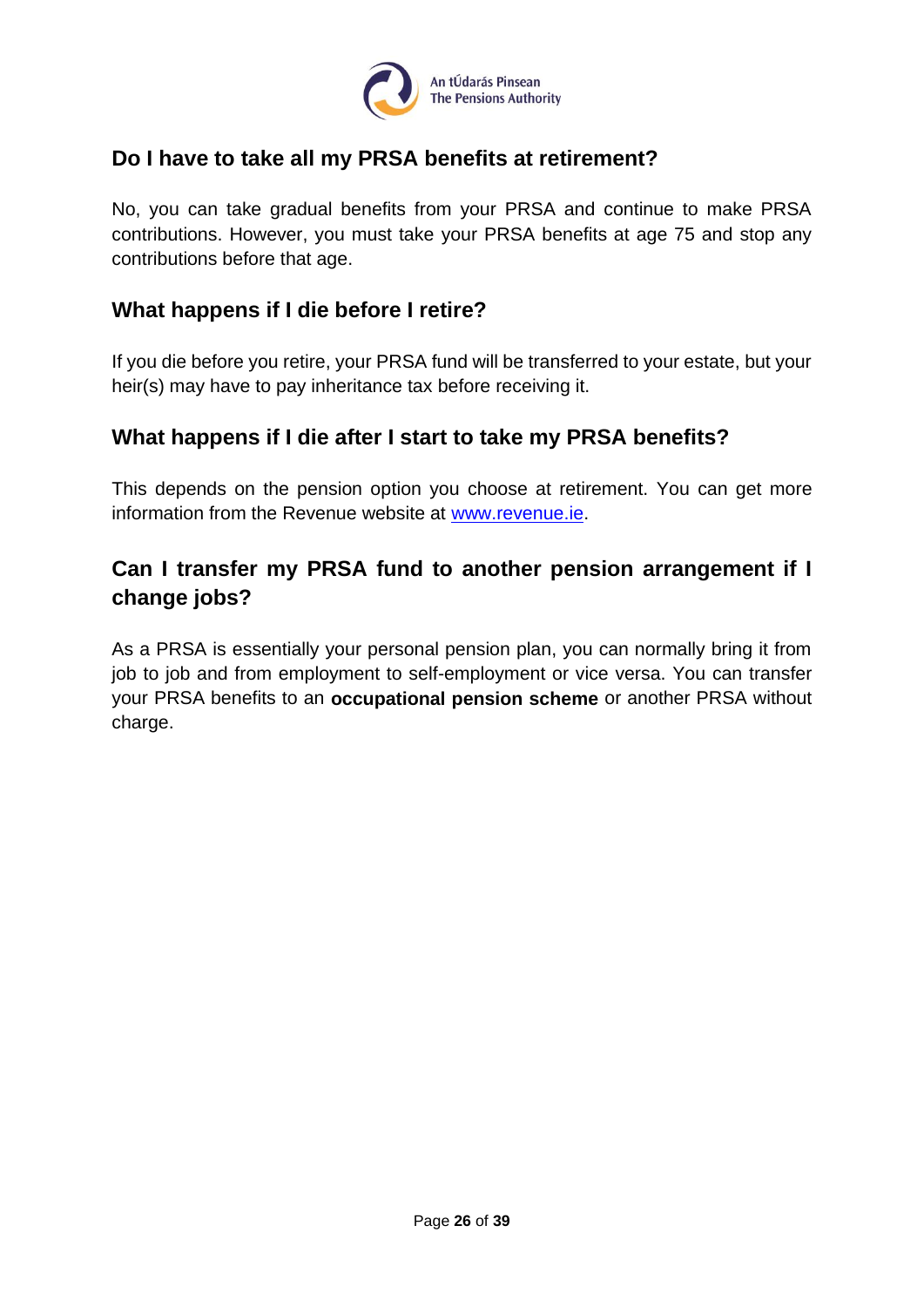## Do I have to take all my PRSA benefits at retirement?

No, you can take gradual benefits from your PRSA and continue to make PRSA contributions. However, you must take your PRSA benefits at age 75 and stop any contributions before that age.

## What happens if I die before I retire?

If you die before you retire, your PRSA fund will be transferred to your estate, but your heir(s) may have to pay inheritance tax before receiving it.

## What happens if I die after I start to take my PRSA benefits?

This depends on the pension option you choose at retirement. You can get more information from the Revenue website at [www.revenue.ie](http://www.revenue.ie).

## Can I transfer my PRSA fund to another pension arrangement if I change jobs?

As a PRSA is essentially your personal pension plan, you can normally bring it from job to job and from employment to self-employment or vice versa. You can transfer your PRSA benefits to an **occupational pension scheme** or another PRSA without charge.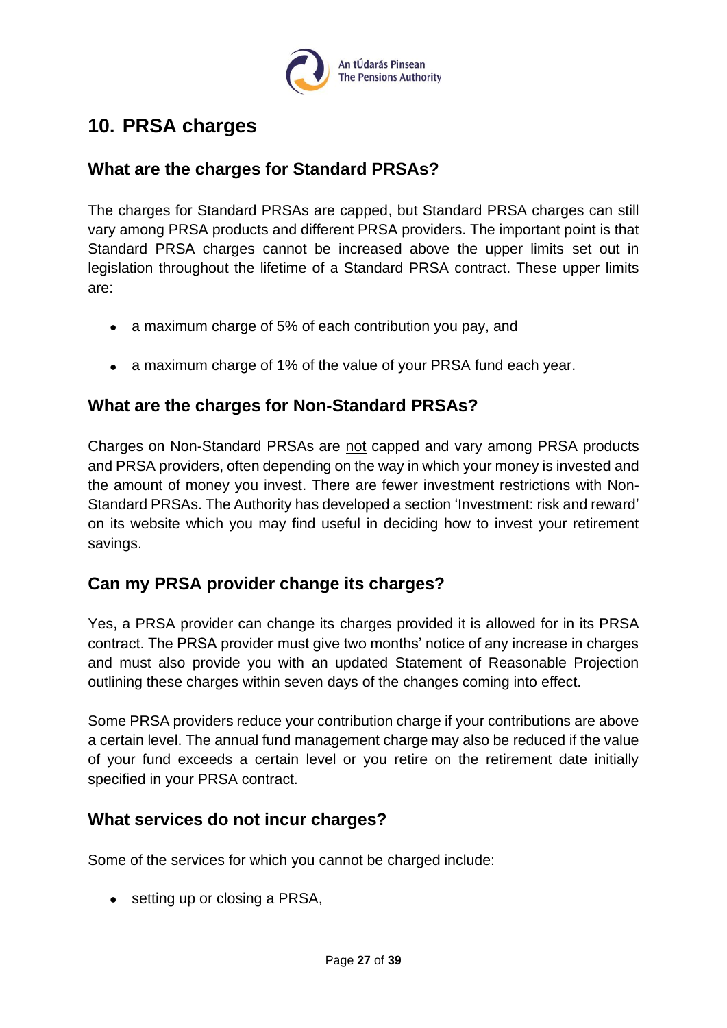## 10. PRSA charges

### What are the charges for Standard PRSAs?

The charges for Standard PRSAs are capped, but Standard PRSA charges can still vary among PRSA products and different PRSA providers. The important point is that Standard PRSA charges cannot be increased above the upper limits set out in legislation throughout the lifetime of a Standard PRSA contract. These upper limits are:

- a maximum charge of 5% of each contribution you pay, and
- a maximum charge of 1% of the value of your PRSA fund each year.

### What are the charges for Non-Standard PRSAs?

Charges on Non-Standard PRSAs are <u>not</u> capped and vary among PRSA products and PRSA providers, often depending on the way in which your money is invested and the amount of money you invest. There are fewer investment restrictions with Non-Standard PRSAs. The Authority has developed a section 'Investment: risk and reward' on its website which you may find useful in deciding how to invest your retirement savings.

### Can my PRSA provider change its charges?

Yes, a PRSA provider can change its charges provided it is allowed for in its PRSA contract. The PRSA provider must give two months' notice of any increase in charges and must also provide you with an updated Statement of Reasonable Projection outlining these charges within seven days of the changes coming into effect.

Some PRSA providers reduce your contribution charge if your contributions are above a certain level. The annual fund management charge may also be reduced if the value of your fund exceeds a certain level or you retire on the retirement date initially specified in your PRSA contract.

### What services do not incur charges?

Some of the services for which you cannot be charged include:

- setting up or closing a PRSA,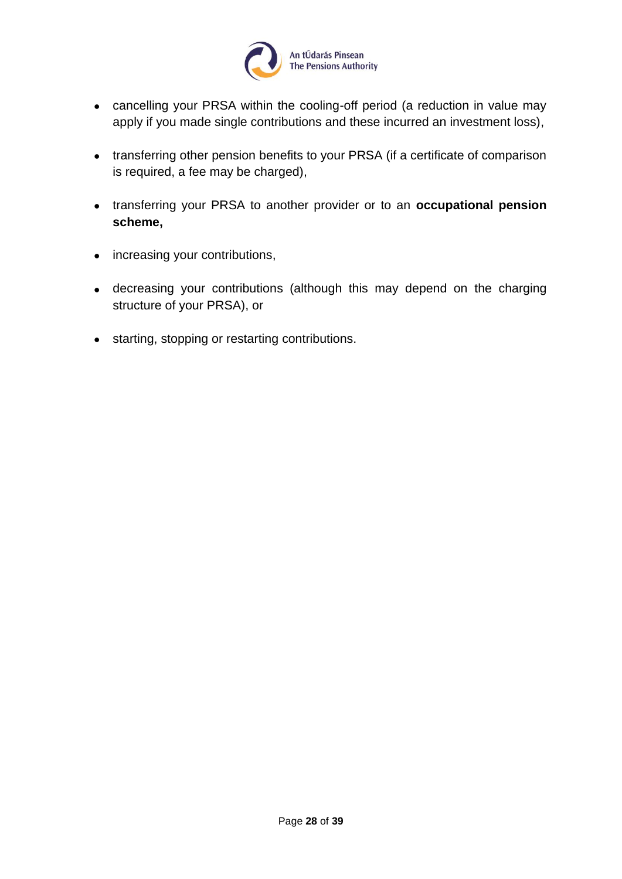- cancelling your PRSA within the cooling-off period (a reduction in value may apply if you made single contributions and these incurred an investment loss),

- transferring other pension benefits to your PRSA (if a certificate of comparison is required, a fee may be charged),

- transferring your PRSA to another provider or to an **occupational pension scheme,**

- increasing your contributions,

- decreasing your contributions (although this may depend on the charging structure of your PRSA), or

- starting, stopping or restarting contributions.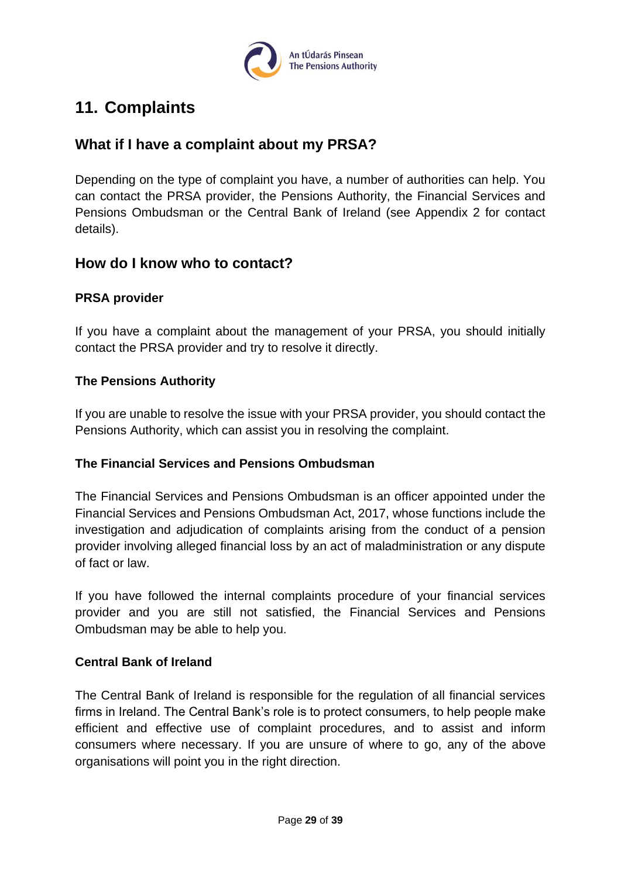# 11. Complaints

## What if I have a complaint about my PRSA?

Depending on the type of complaint you have, a number of authorities can help. You can contact the PRSA provider, the Pensions Authority, the Financial Services and Pensions Ombudsman or the Central Bank of Ireland (see Appendix 2 for contact details).

## How do I know who to contact?

### PRSA provider

If you have a complaint about the management of your PRSA, you should initially contact the PRSA provider and try to resolve it directly.

### The Pensions Authority

If you are unable to resolve the issue with your PRSA provider, you should contact the Pensions Authority, which can assist you in resolving the complaint.

### The Financial Services and Pensions Ombudsman

The Financial Services and Pensions Ombudsman is an officer appointed under the Financial Services and Pensions Ombudsman Act, 2017, whose functions include the investigation and adjudication of complaints arising from the conduct of a pension provider involving alleged financial loss by an act of maladministration or any dispute of fact or law.

If you have followed the internal complaints procedure of your financial services provider and you are still not satisfied, the Financial Services and Pensions Ombudsman may be able to help you.

### Central Bank of Ireland

The Central Bank of Ireland is responsible for the regulation of all financial services firms in Ireland. The Central Bank's role is to protect consumers, to help people make efficient and effective use of complaint procedures, and to assist and inform consumers where necessary. If you are unsure of where to go, any of the above organisations will point you in the right direction.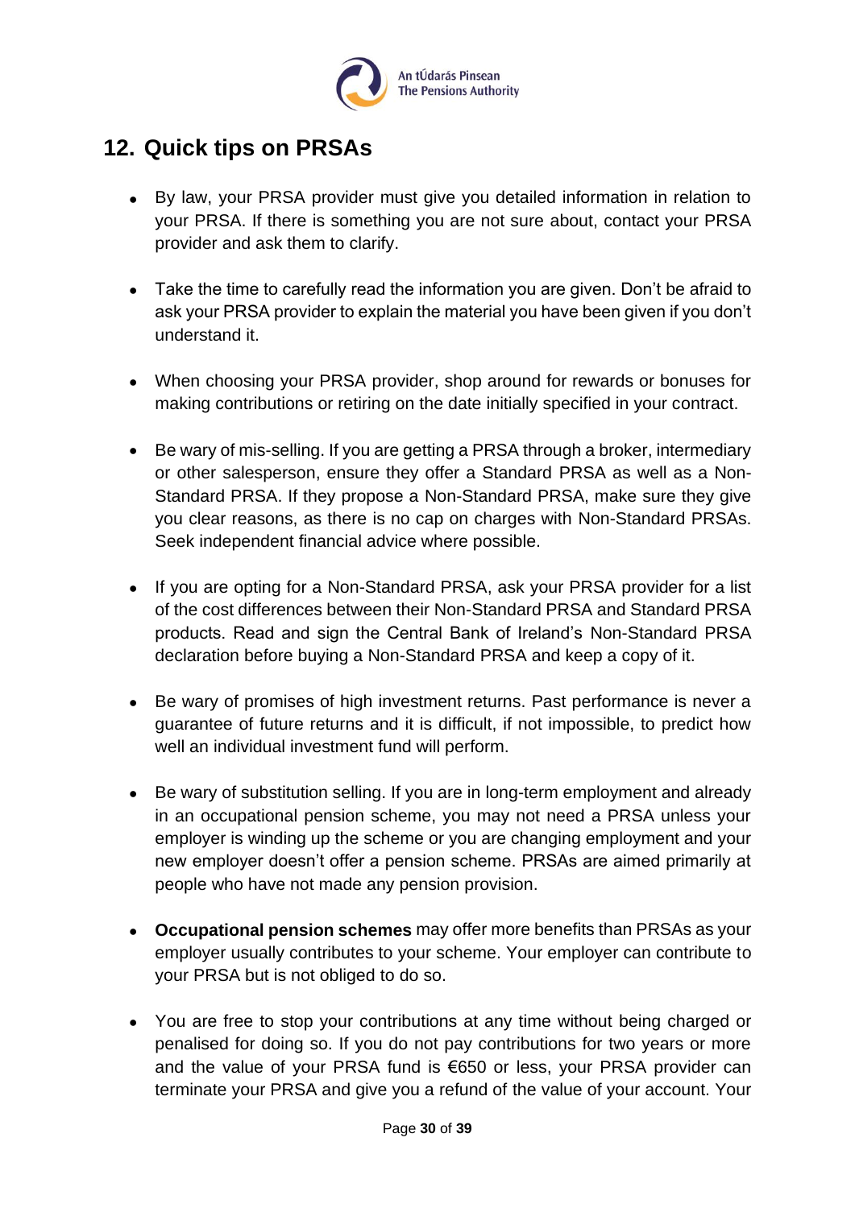## 12. Quick tips on PRSAs

- By law, your PRSA provider must give you detailed information in relation to your PRSA. If there is something you are not sure about, contact your PRSA provider and ask them to clarify.

- Take the time to carefully read the information you are given. Don't be afraid to ask your PRSA provider to explain the material you have been given if you don't understand it.

- When choosing your PRSA provider, shop around for rewards or bonuses for making contributions or retiring on the date initially specified in your contract.

- Be wary of mis-selling. If you are getting a PRSA through a broker, intermediary or other salesperson, ensure they offer a Standard PRSA as well as a Non-Standard PRSA. If they propose a Non-Standard PRSA, make sure they give you clear reasons, as there is no cap on charges with Non-Standard PRSAs. Seek independent financial advice where possible.

- If you are opting for a Non-Standard PRSA, ask your PRSA provider for a list of the cost differences between their Non-Standard PRSA and Standard PRSA products. Read and sign the Central Bank of Ireland's Non-Standard PRSA declaration before buying a Non-Standard PRSA and keep a copy of it.

- Be wary of promises of high investment returns. Past performance is never a guarantee of future returns and it is difficult, if not impossible, to predict how well an individual investment fund will perform.

- Be wary of substitution selling. If you are in long-term employment and already in an occupational pension scheme, you may not need a PRSA unless your employer is winding up the scheme or you are changing employment and your new employer doesn't offer a pension scheme. PRSAs are aimed primarily at people who have not made any pension provision.

- **Occupational pension schemes** may offer more benefits than PRSAs as your employer usually contributes to your scheme. Your employer can contribute to your PRSA but is not obliged to do so.

- You are free to stop your contributions at any time without being charged or penalised for doing so. If you do not pay contributions for two years or more and the value of your PRSA fund is €650 or less, your PRSA provider can terminate your PRSA and give you a refund of the value of your account. Your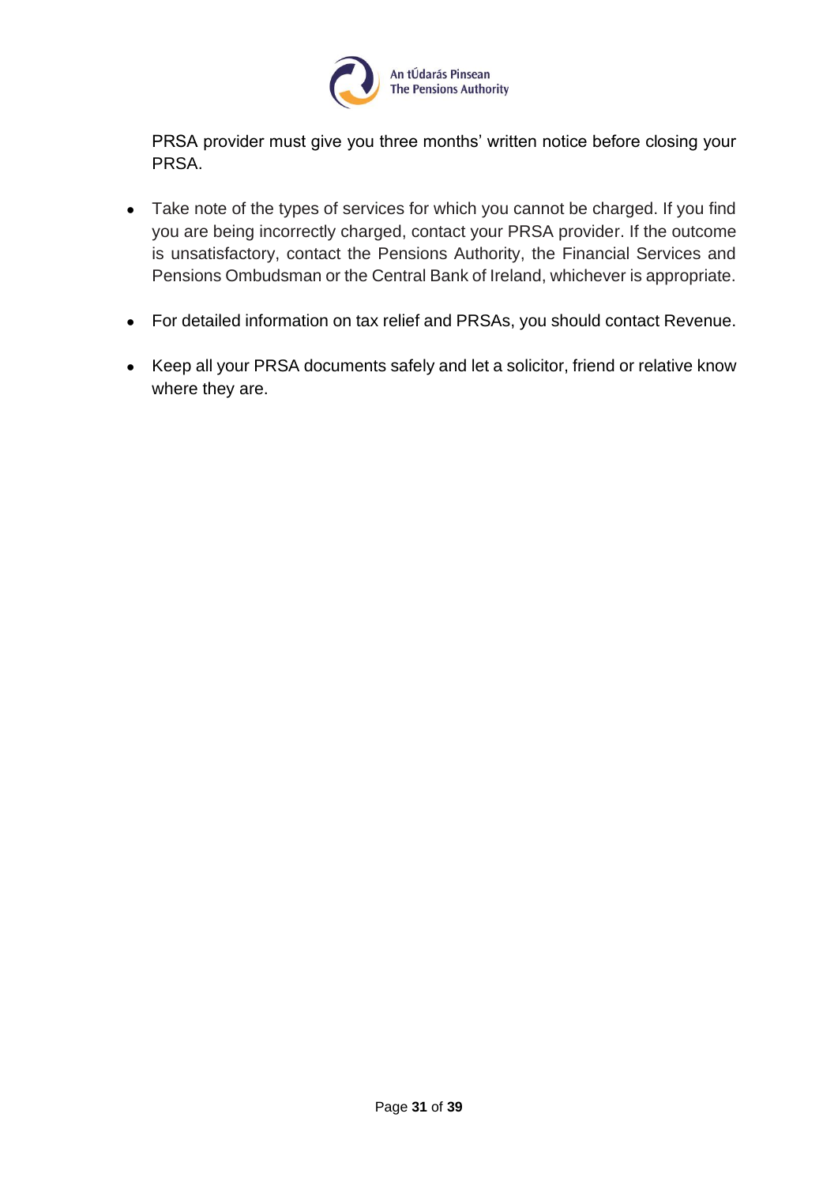PRSA provider must give you three months' written notice before closing your PRSA.

- Take note of the types of services for which you cannot be charged. If you find you are being incorrectly charged, contact your PRSA provider. If the outcome is unsatisfactory, contact the Pensions Authority, the Financial Services and Pensions Ombudsman or the Central Bank of Ireland, whichever is appropriate.

- For detailed information on tax relief and PRSAs, you should contact Revenue.

- Keep all your PRSA documents safely and let a solicitor, friend or relative know where they are.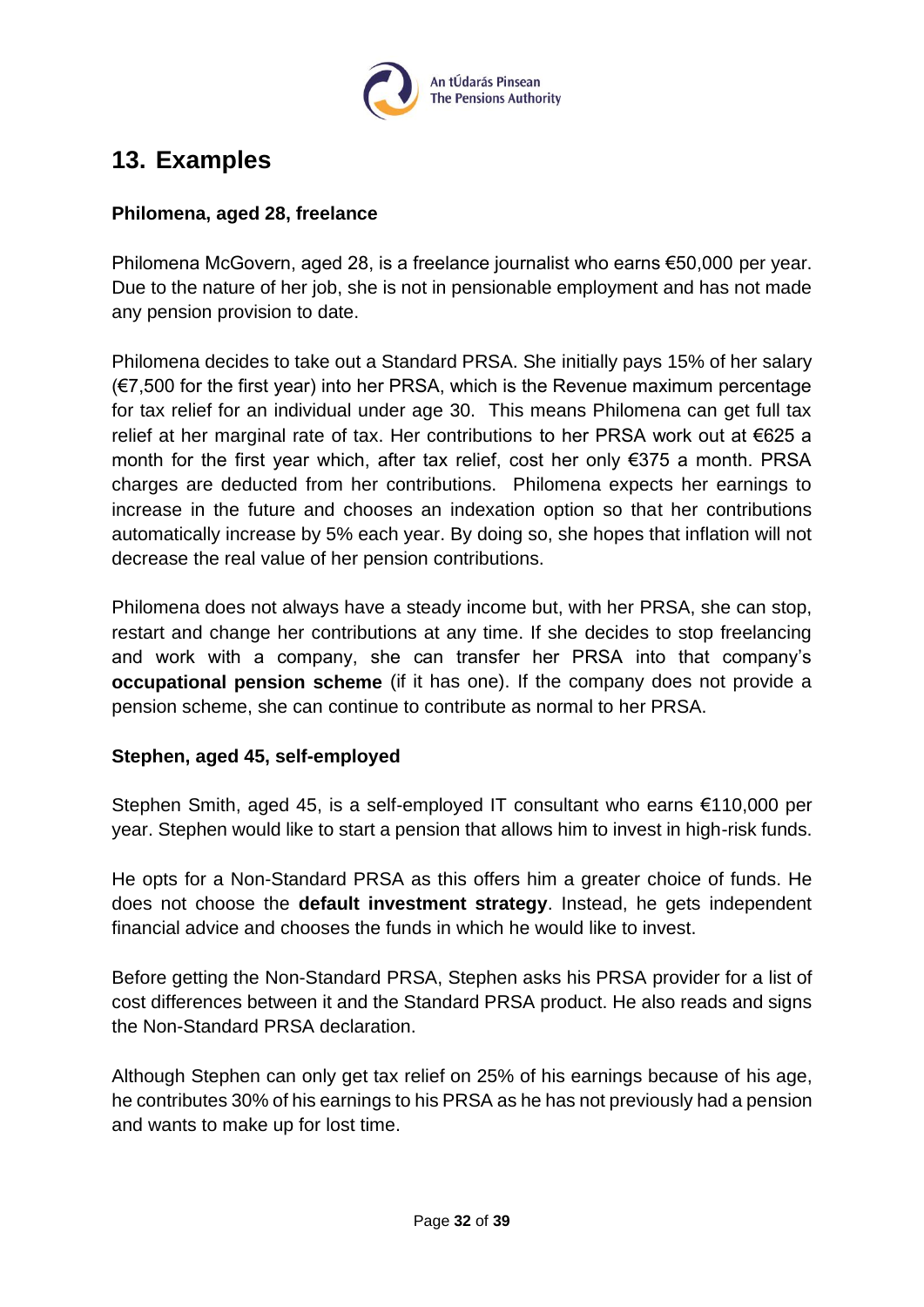## 13. Examples

**Philomena, aged 28, freelance**

Philomena McGovern, aged 28, is a freelance journalist who earns €50,000 per year. Due to the nature of her job, she is not in pensionable employment and has not made any pension provision to date.

Philomena decides to take out a Standard PRSA. She initially pays 15% of her salary (€7,500 for the first year) into her PRSA, which is the Revenue maximum percentage for tax relief for an individual under age 30. This means Philomena can get full tax relief at her marginal rate of tax. Her contributions to her PRSA work out at €625 a month for the first year which, after tax relief, cost her only €375 a month. PRSA charges are deducted from her contributions. Philomena expects her earnings to increase in the future and chooses an indexation option so that her contributions automatically increase by 5% each year. By doing so, she hopes that inflation will not decrease the real value of her pension contributions.

Philomena does not always have a steady income but, with her PRSA, she can stop, restart and change her contributions at any time. If she decides to stop freelancing and work with a company, she can transfer her PRSA into that company's **occupational pension scheme** (if it has one). If the company does not provide a pension scheme, she can continue to contribute as normal to her PRSA.

**Stephen, aged 45, self-employed**

Stephen Smith, aged 45, is a self-employed IT consultant who earns €110,000 per year. Stephen would like to start a pension that allows him to invest in high-risk funds.

He opts for a Non-Standard PRSA as this offers him a greater choice of funds. He does not choose the **default investment strategy**. Instead, he gets independent financial advice and chooses the funds in which he would like to invest.

Before getting the Non-Standard PRSA, Stephen asks his PRSA provider for a list of cost differences between it and the Standard PRSA product. He also reads and signs the Non-Standard PRSA declaration.

Although Stephen can only get tax relief on 25% of his earnings because of his age, he contributes 30% of his earnings to his PRSA as he has not previously had a pension and wants to make up for lost time.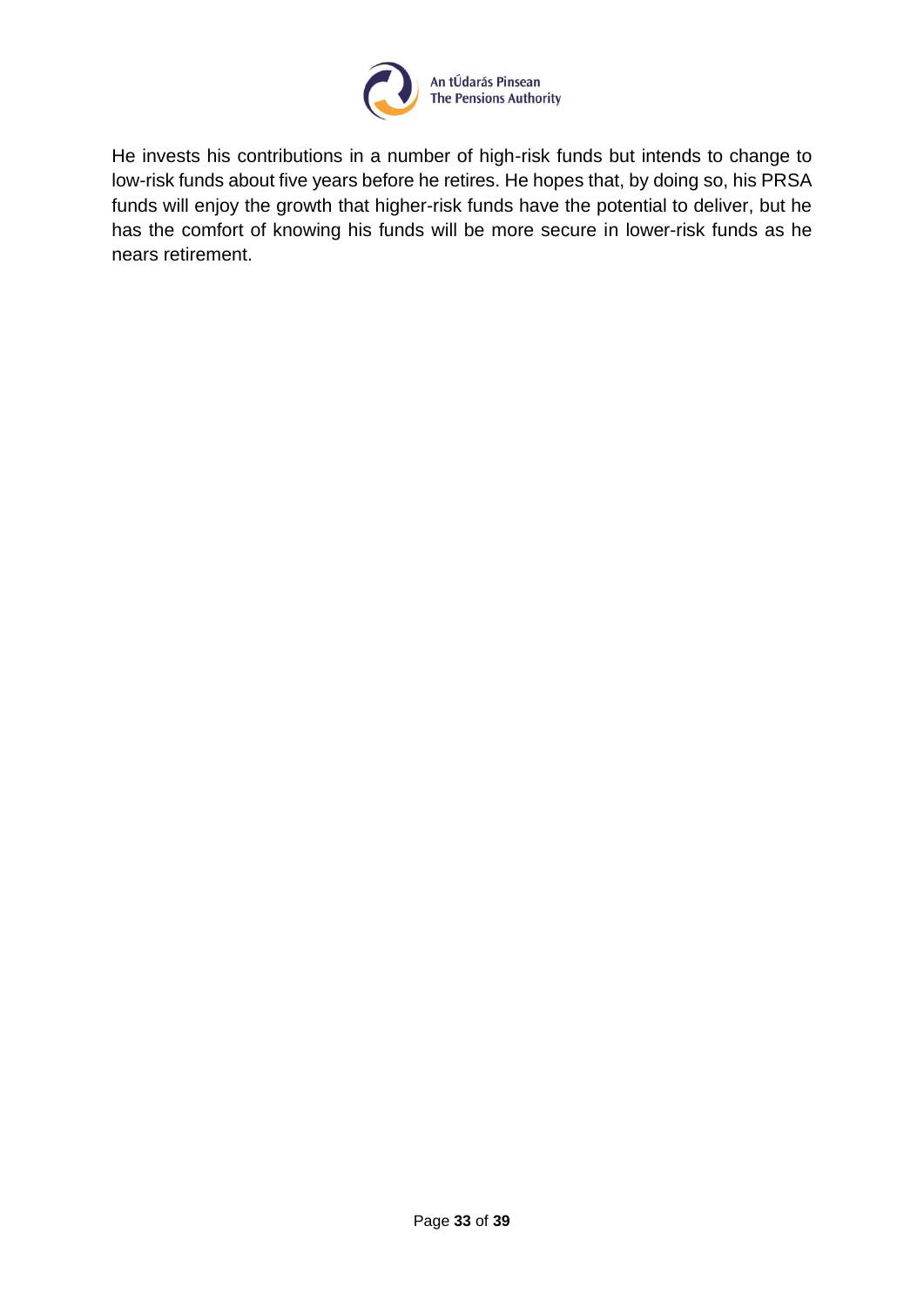He invests his contributions in a number of high-risk funds but intends to change to low-risk funds about five years before he retires. He hopes that, by doing so, his PRSA funds will enjoy the growth that higher-risk funds have the potential to deliver, but he has the comfort of knowing his funds will be more secure in lower-risk funds as he nears retirement.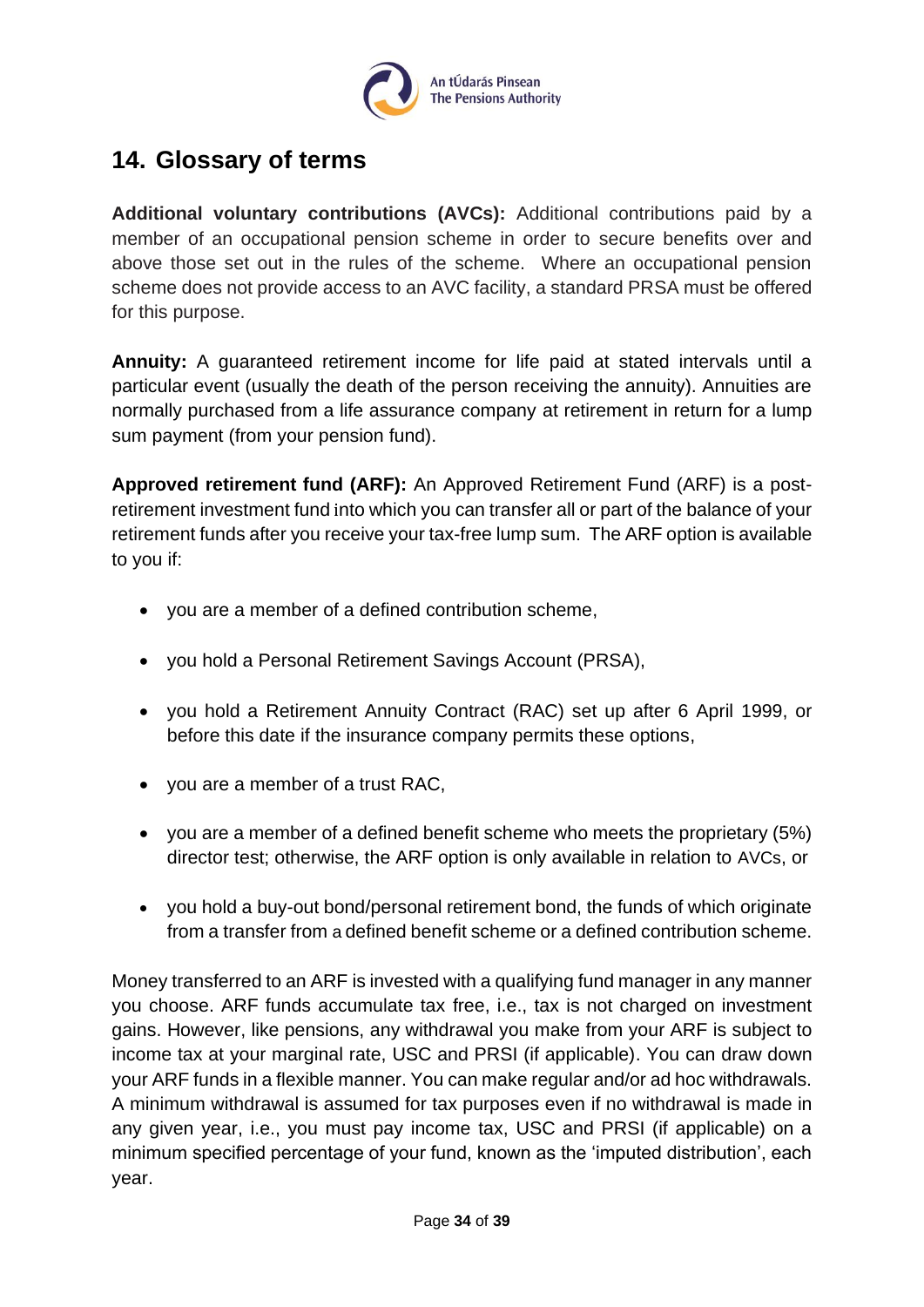## 14. Glossary of terms

**Additional voluntary contributions (AVCs):** Additional contributions paid by a member of an occupational pension scheme in order to secure benefits over and above those set out in the rules of the scheme. Where an occupational pension scheme does not provide access to an AVC facility, a standard PRSA must be offered for this purpose.

**Annuity:** A guaranteed retirement income for life paid at stated intervals until a particular event (usually the death of the person receiving the annuity). Annuities are normally purchased from a life assurance company at retirement in return for a lump sum payment (from your pension fund).

**Approved retirement fund (ARF):** An Approved Retirement Fund (ARF) is a post-retirement investment fund into which you can transfer all or part of the balance of your retirement funds after you receive your tax-free lump sum. The ARF option is available to you if:

- you are a member of a defined contribution scheme,
- you hold a Personal Retirement Savings Account (PRSA),
- you hold a Retirement Annuity Contract (RAC) set up after 6 April 1999, or before this date if the insurance company permits these options,
- you are a member of a trust RAC,
- you are a member of a defined benefit scheme who meets the proprietary (5%) director test; otherwise, the ARF option is only available in relation to AVCs, or
- you hold a buy-out bond/personal retirement bond, the funds of which originate from a transfer from a defined benefit scheme or a defined contribution scheme.

Money transferred to an ARF is invested with a qualifying fund manager in any manner you choose. ARF funds accumulate tax free, i.e., tax is not charged on investment gains. However, like pensions, any withdrawal you make from your ARF is subject to income tax at your marginal rate, USC and PRSI (if applicable). You can draw down your ARF funds in a flexible manner. You can make regular and/or ad hoc withdrawals. A minimum withdrawal is assumed for tax purposes even if no withdrawal is made in any given year, i.e., you must pay income tax, USC and PRSI (if applicable) on a minimum specified percentage of your fund, known as the 'imputed distribution', each year.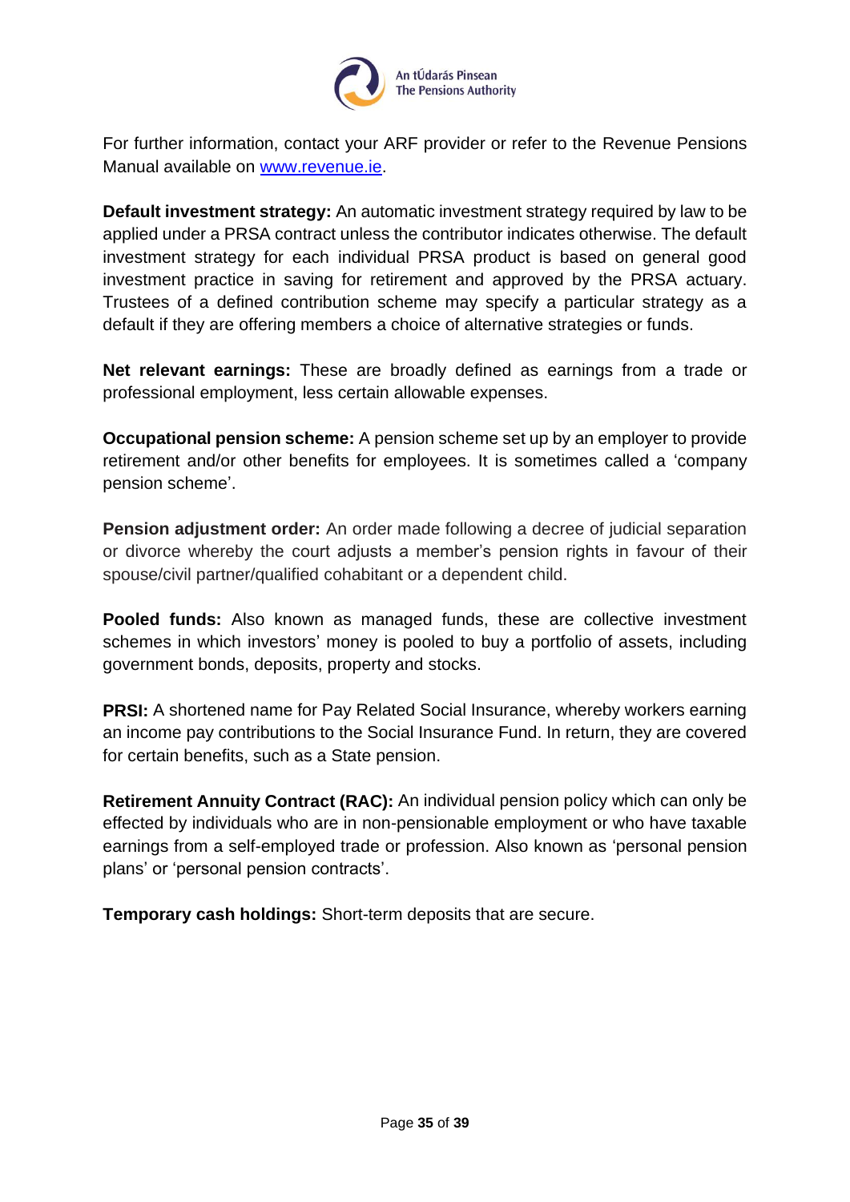For further information, contact your ARF provider or refer to the Revenue Pensions Manual available on [www.revenue.ie](http://www.revenue.ie).

**Default investment strategy:** An automatic investment strategy required by law to be applied under a PRSA contract unless the contributor indicates otherwise. The default investment strategy for each individual PRSA product is based on general good investment practice in saving for retirement and approved by the PRSA actuary. Trustees of a defined contribution scheme may specify a particular strategy as a default if they are offering members a choice of alternative strategies or funds.

**Net relevant earnings:** These are broadly defined as earnings from a trade or professional employment, less certain allowable expenses.

**Occupational pension scheme:** A pension scheme set up by an employer to provide retirement and/or other benefits for employees. It is sometimes called a 'company pension scheme'.

**Pension adjustment order:** An order made following a decree of judicial separation or divorce whereby the court adjusts a member's pension rights in favour of their spouse/civil partner/qualified cohabitant or a dependent child.

**Pooled funds:** Also known as managed funds, these are collective investment schemes in which investors' money is pooled to buy a portfolio of assets, including government bonds, deposits, property and stocks.

**PRSI:** A shortened name for Pay Related Social Insurance, whereby workers earning an income pay contributions to the Social Insurance Fund. In return, they are covered for certain benefits, such as a State pension.

**Retirement Annuity Contract (RAC):** An individual pension policy which can only be effected by individuals who are in non-pensionable employment or who have taxable earnings from a self-employed trade or profession. Also known as 'personal pension plans' or 'personal pension contracts'.

**Temporary cash holdings:** Short-term deposits that are secure.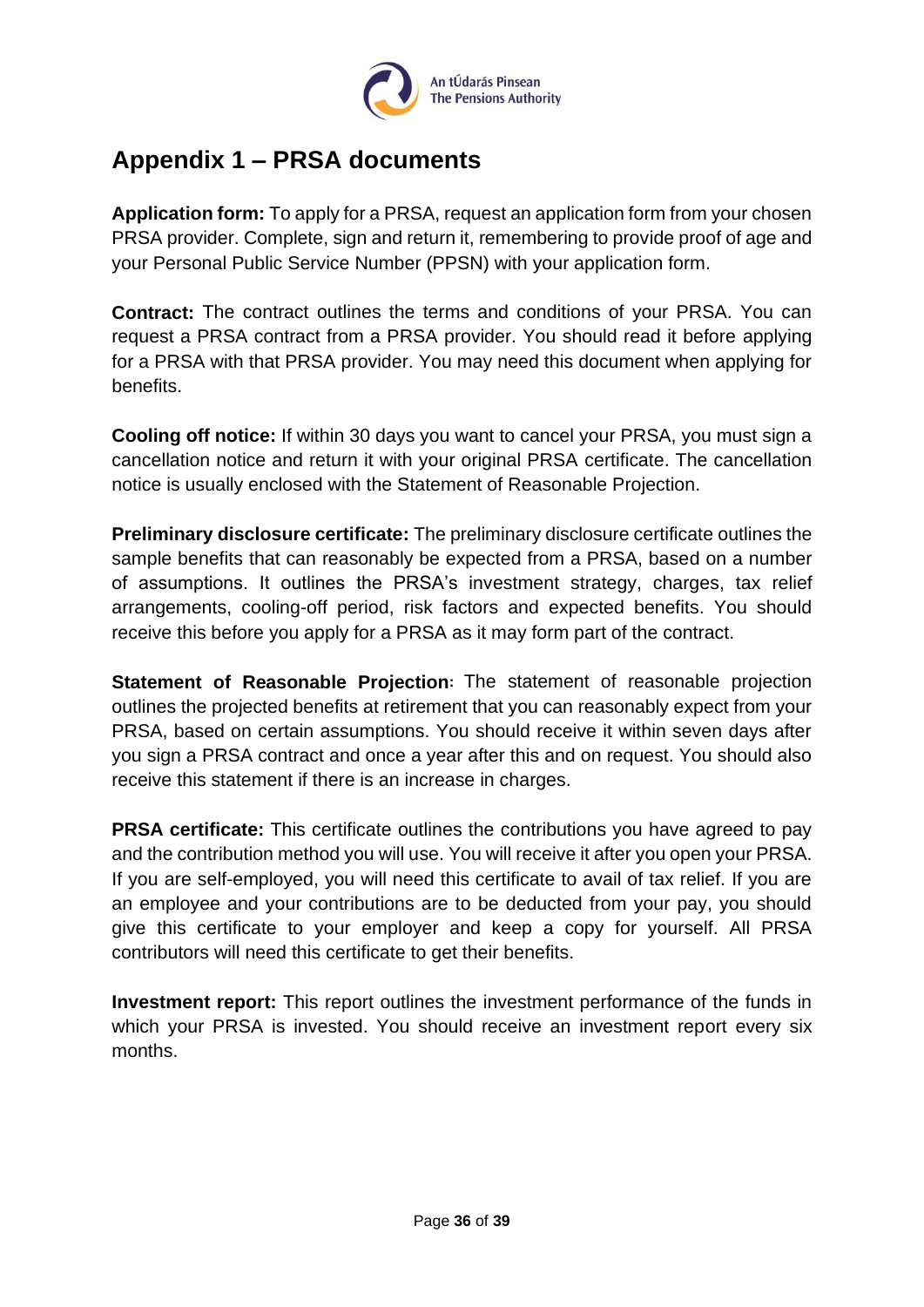# Appendix 1 – PRSA documents

**Application form:** To apply for a PRSA, request an application form from your chosen PRSA provider. Complete, sign and return it, remembering to provide proof of age and your Personal Public Service Number (PPSN) with your application form.

**Contract:** The contract outlines the terms and conditions of your PRSA. You can request a PRSA contract from a PRSA provider. You should read it before applying for a PRSA with that PRSA provider. You may need this document when applying for benefits.

**Cooling off notice:** If within 30 days you want to cancel your PRSA, you must sign a cancellation notice and return it with your original PRSA certificate. The cancellation notice is usually enclosed with the Statement of Reasonable Projection.

**Preliminary disclosure certificate:** The preliminary disclosure certificate outlines the sample benefits that can reasonably be expected from a PRSA, based on a number of assumptions. It outlines the PRSA's investment strategy, charges, tax relief arrangements, cooling-off period, risk factors and expected benefits. You should receive this before you apply for a PRSA as it may form part of the contract.

**Statement of Reasonable Projection:** The statement of reasonable projection outlines the projected benefits at retirement that you can reasonably expect from your PRSA, based on certain assumptions. You should receive it within seven days after you sign a PRSA contract and once a year after this and on request. You should also receive this statement if there is an increase in charges.

**PRSA certificate:** This certificate outlines the contributions you have agreed to pay and the contribution method you will use. You will receive it after you open your PRSA. If you are self-employed, you will need this certificate to avail of tax relief. If you are an employee and your contributions are to be deducted from your pay, you should give this certificate to your employer and keep a copy for yourself. All PRSA contributors will need this certificate to get their benefits.

**Investment report:** This report outlines the investment performance of the funds in which your PRSA is invested. You should receive an investment report every six months.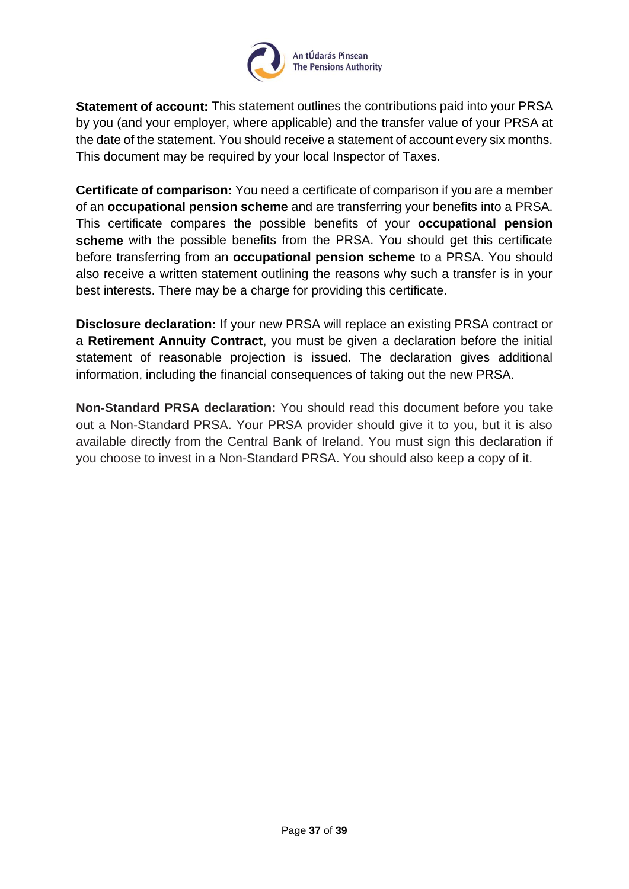**Statement of account:** This statement outlines the contributions paid into your PRSA by you (and your employer, where applicable) and the transfer value of your PRSA at the date of the statement. You should receive a statement of account every six months. This document may be required by your local Inspector of Taxes.

**Certificate of comparison:** You need a certificate of comparison if you are a member of an **occupational pension scheme** and are transferring your benefits into a PRSA. This certificate compares the possible benefits of your **occupational pension scheme** with the possible benefits from the PRSA. You should get this certificate before transferring from an **occupational pension scheme** to a PRSA. You should also receive a written statement outlining the reasons why such a transfer is in your best interests. There may be a charge for providing this certificate.

**Disclosure declaration:** If your new PRSA will replace an existing PRSA contract or a **Retirement Annuity Contract**, you must be given a declaration before the initial statement of reasonable projection is issued. The declaration gives additional information, including the financial consequences of taking out the new PRSA.

**Non-Standard PRSA declaration:** You should read this document before you take out a Non-Standard PRSA. Your PRSA provider should give it to you, but it is also available directly from the Central Bank of Ireland. You must sign this declaration if you choose to invest in a Non-Standard PRSA. You should also keep a copy of it.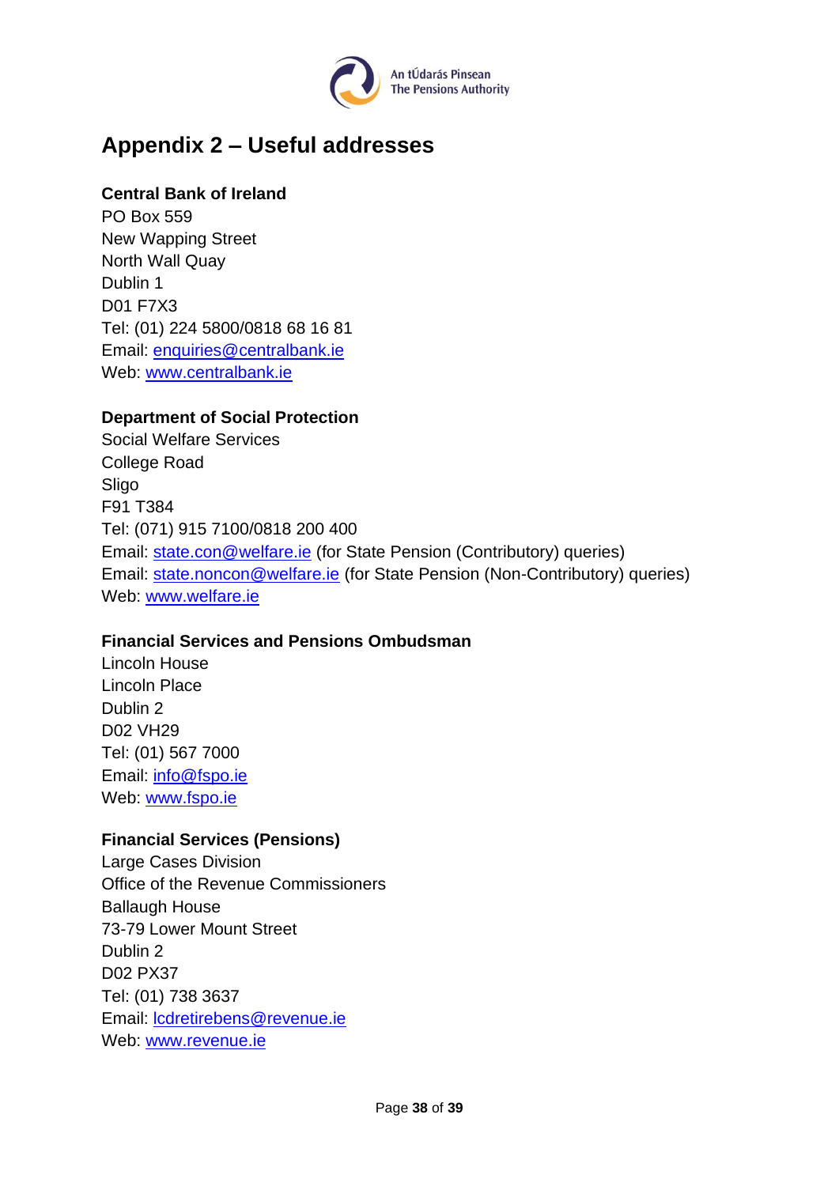# Appendix 2 – Useful addresses

**Central Bank of Ireland**
PO Box 559
New Wapping Street
North Wall Quay
Dublin 1
D01 F7X3
Tel: (01) 224 5800/0818 68 16 81
Email: enquiries@centralbank.ie
Web: www.centralbank.ie

**Department of Social Protection**
Social Welfare Services
College Road
Sligo
F91 T384
Tel: (071) 915 7100/0818 200 400
Email: state.con@welfare.ie (for State Pension (Contributory) queries)
Email: state.noncon@welfare.ie (for State Pension (Non-Contributory) queries)
Web: www.welfare.ie

**Financial Services and Pensions Ombudsman**
Lincoln House
Lincoln Place
Dublin 2
D02 VH29
Tel: (01) 567 7000
Email: info@fspo.ie
Web: www.fspo.ie

**Financial Services (Pensions)**
Large Cases Division
Office of the Revenue Commissioners
Ballaugh House
73-79 Lower Mount Street
Dublin 2
D02 PX37
Tel: (01) 738 3637
Email: lcdretirebens@revenue.ie
Web: www.revenue.ie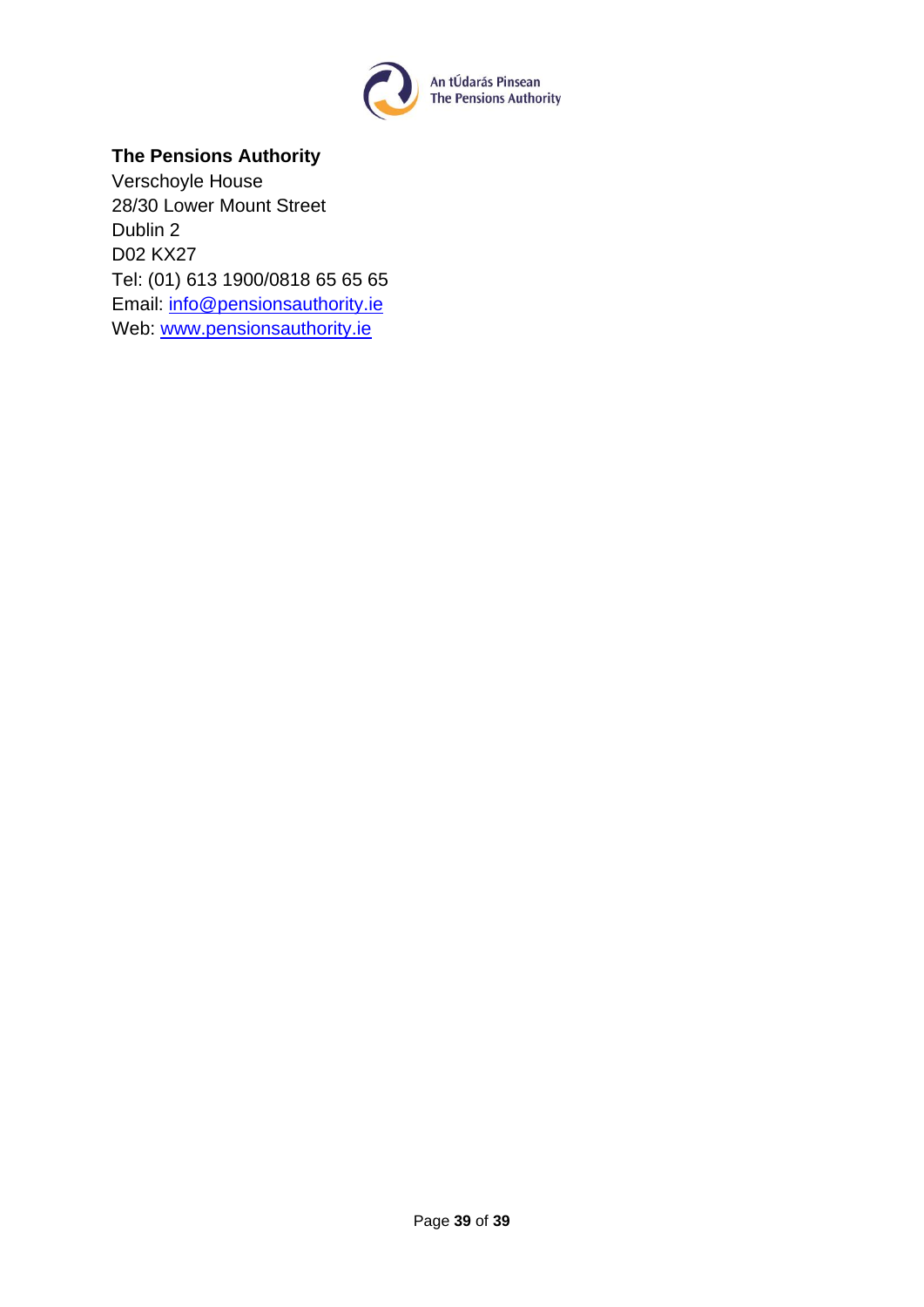An tÚdarás Pinsean
The Pensions Authority

**The Pensions Authority**
Verschoyle House
28/30 Lower Mount Street
Dublin 2
D02 KX27
Tel: (01) 613 1900/0818 65 65 65
Email: info@pensionsauthority.ie
Web: www.pensionsauthority.ie